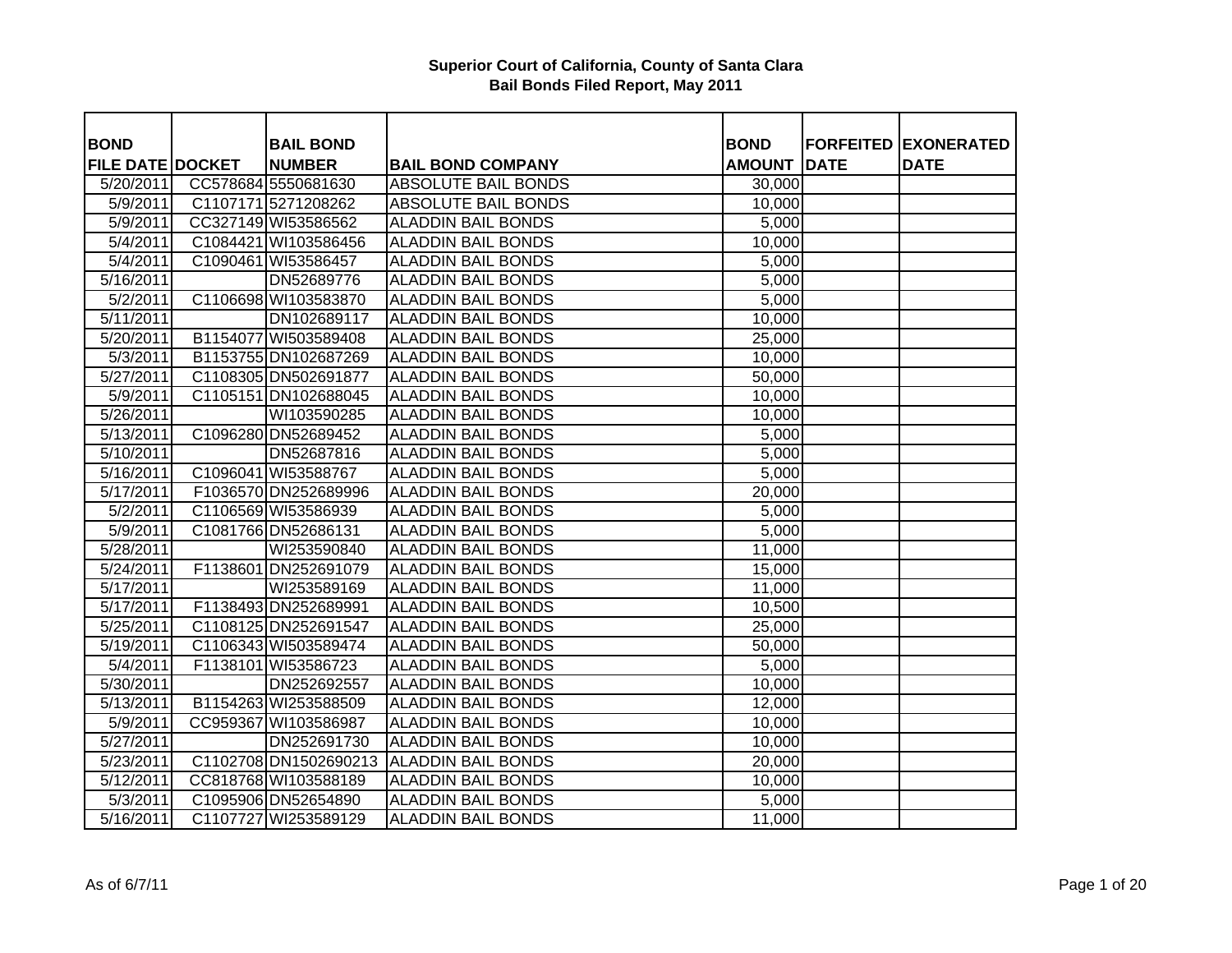# Superior Court of California, County of Santa Clara
## Bail Bonds Filed Report, May 2011

| BOND FILE DATE | DOCKET | BAIL BOND NUMBER | BAIL BOND COMPANY | BOND AMOUNT | FORFEITED DATE | EXONERATED DATE |
|---|---|---|---|---|---|---|
| 5/20/2011 | CC578684 | 5550681630 | ABSOLUTE BAIL BONDS | 30,000 | | |
| 5/9/2011 | C1107171 | 5271208262 | ABSOLUTE BAIL BONDS | 10,000 | | |
| 5/9/2011 | CC327149 | WI53586562 | ALADDIN BAIL BONDS | 5,000 | | |
| 5/4/2011 | C1084421 | WI103586456 | ALADDIN BAIL BONDS | 10,000 | | |
| 5/4/2011 | C1090461 | WI53586457 | ALADDIN BAIL BONDS | 5,000 | | |
| 5/16/2011 | | DN52689776 | ALADDIN BAIL BONDS | 5,000 | | |
| 5/2/2011 | C1106698 | WI103583870 | ALADDIN BAIL BONDS | 5,000 | | |
| 5/11/2011 | | DN102689117 | ALADDIN BAIL BONDS | 10,000 | | |
| 5/20/2011 | B1154077 | WI503589408 | ALADDIN BAIL BONDS | 25,000 | | |
| 5/3/2011 | B1153755 | DN102687269 | ALADDIN BAIL BONDS | 10,000 | | |
| 5/27/2011 | C1108305 | DN502691877 | ALADDIN BAIL BONDS | 50,000 | | |
| 5/9/2011 | C1105151 | DN102688045 | ALADDIN BAIL BONDS | 10,000 | | |
| 5/26/2011 | | WI103590285 | ALADDIN BAIL BONDS | 10,000 | | |
| 5/13/2011 | C1096280 | DN52689452 | ALADDIN BAIL BONDS | 5,000 | | |
| 5/10/2011 | | DN52687816 | ALADDIN BAIL BONDS | 5,000 | | |
| 5/16/2011 | C1096041 | WI53588767 | ALADDIN BAIL BONDS | 5,000 | | |
| 5/17/2011 | F1036570 | DN252689996 | ALADDIN BAIL BONDS | 20,000 | | |
| 5/2/2011 | C1106569 | WI53586939 | ALADDIN BAIL BONDS | 5,000 | | |
| 5/9/2011 | C1081766 | DN52686131 | ALADDIN BAIL BONDS | 5,000 | | |
| 5/28/2011 | | WI253590840 | ALADDIN BAIL BONDS | 11,000 | | |
| 5/24/2011 | F1138601 | DN252691079 | ALADDIN BAIL BONDS | 15,000 | | |
| 5/17/2011 | | WI253589169 | ALADDIN BAIL BONDS | 11,000 | | |
| 5/17/2011 | F1138493 | DN252689991 | ALADDIN BAIL BONDS | 10,500 | | |
| 5/25/2011 | C1108125 | DN252691547 | ALADDIN BAIL BONDS | 25,000 | | |
| 5/19/2011 | C1106343 | WI503589474 | ALADDIN BAIL BONDS | 50,000 | | |
| 5/4/2011 | F1138101 | WI53586723 | ALADDIN BAIL BONDS | 5,000 | | |
| 5/30/2011 | | DN252692557 | ALADDIN BAIL BONDS | 10,000 | | |
| 5/13/2011 | B1154263 | WI253588509 | ALADDIN BAIL BONDS | 12,000 | | |
| 5/9/2011 | CC959367 | WI103586987 | ALADDIN BAIL BONDS | 10,000 | | |
| 5/27/2011 | | DN252691730 | ALADDIN BAIL BONDS | 10,000 | | |
| 5/23/2011 | C1102708 | DN1502690213 | ALADDIN BAIL BONDS | 20,000 | | |
| 5/12/2011 | CC818768 | WI103588189 | ALADDIN BAIL BONDS | 10,000 | | |
| 5/3/2011 | C1095906 | DN52654890 | ALADDIN BAIL BONDS | 5,000 | | |
| 5/16/2011 | C1107727 | WI253589129 | ALADDIN BAIL BONDS | 11,000 | | |

As of 6/7/11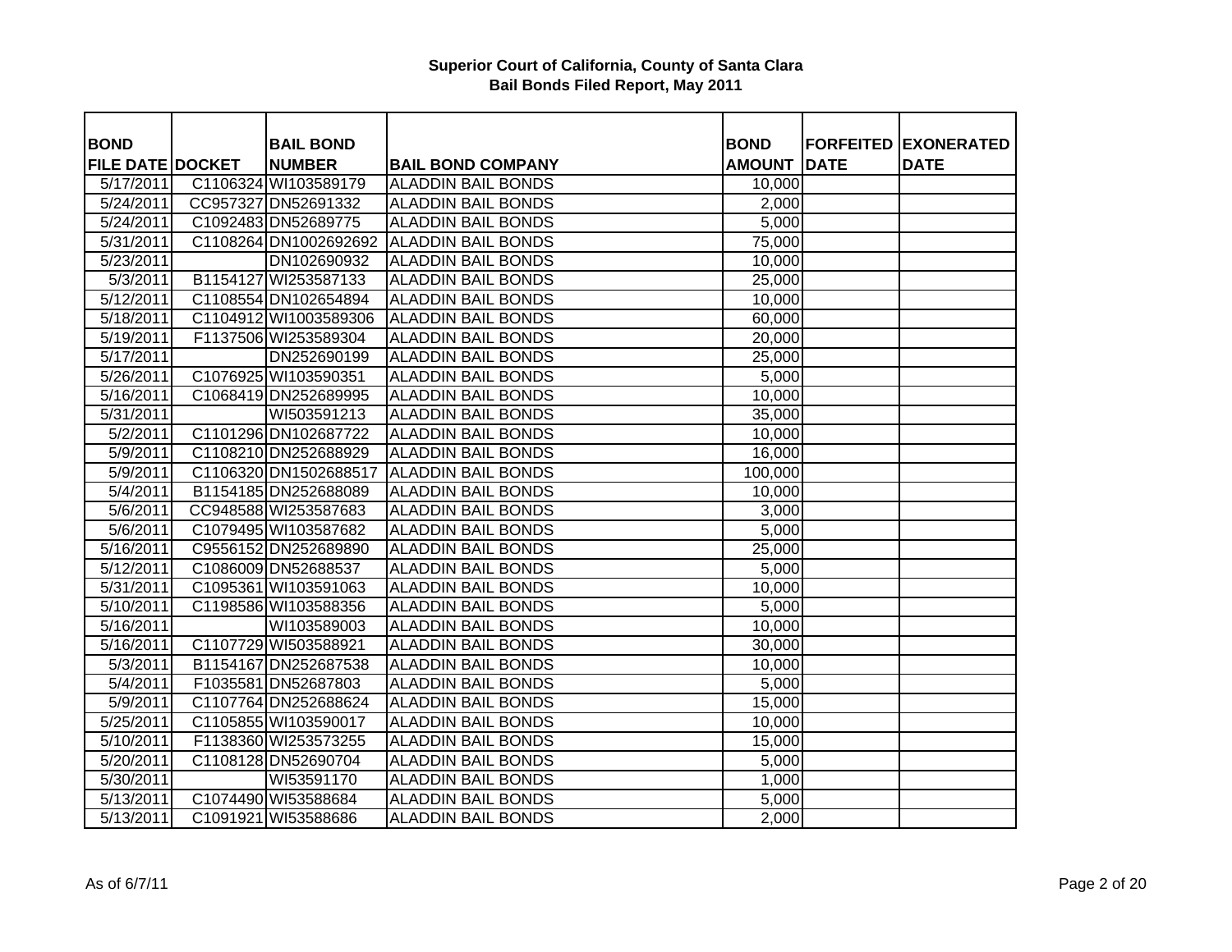**Superior Court of California, County of Santa Clara**
**Bail Bonds Filed Report, May 2011**

| BOND FILE DATE | DOCKET | BAIL BOND NUMBER | BAIL BOND COMPANY | BOND AMOUNT | FORFEITED DATE | EXONERATED DATE |
|---|---|---|---|---|---|---|
| 5/17/2011 | C1106324 | WI103589179 | ALADDIN BAIL BONDS | 10,000 | | |
| 5/24/2011 | CC957327 | DN52691332 | ALADDIN BAIL BONDS | 2,000 | | |
| 5/24/2011 | C1092483 | DN52689775 | ALADDIN BAIL BONDS | 5,000 | | |
| 5/31/2011 | C1108264 | DN1002692692 | ALADDIN BAIL BONDS | 75,000 | | |
| 5/23/2011 | | DN102690932 | ALADDIN BAIL BONDS | 10,000 | | |
| 5/3/2011 | B1154127 | WI253587133 | ALADDIN BAIL BONDS | 25,000 | | |
| 5/12/2011 | C1108554 | DN102654894 | ALADDIN BAIL BONDS | 10,000 | | |
| 5/18/2011 | C1104912 | WI1003589306 | ALADDIN BAIL BONDS | 60,000 | | |
| 5/19/2011 | F1137506 | WI253589304 | ALADDIN BAIL BONDS | 20,000 | | |
| 5/17/2011 | | DN252690199 | ALADDIN BAIL BONDS | 25,000 | | |
| 5/26/2011 | C1076925 | WI103590351 | ALADDIN BAIL BONDS | 5,000 | | |
| 5/16/2011 | C1068419 | DN252689995 | ALADDIN BAIL BONDS | 10,000 | | |
| 5/31/2011 | | WI503591213 | ALADDIN BAIL BONDS | 35,000 | | |
| 5/2/2011 | C1101296 | DN102687722 | ALADDIN BAIL BONDS | 10,000 | | |
| 5/9/2011 | C1108210 | DN252688929 | ALADDIN BAIL BONDS | 16,000 | | |
| 5/9/2011 | C1106320 | DN1502688517 | ALADDIN BAIL BONDS | 100,000 | | |
| 5/4/2011 | B1154185 | DN252688089 | ALADDIN BAIL BONDS | 10,000 | | |
| 5/6/2011 | CC948588 | WI253587683 | ALADDIN BAIL BONDS | 3,000 | | |
| 5/6/2011 | C1079495 | WI103587682 | ALADDIN BAIL BONDS | 5,000 | | |
| 5/16/2011 | C9556152 | DN252689890 | ALADDIN BAIL BONDS | 25,000 | | |
| 5/12/2011 | C1086009 | DN52688537 | ALADDIN BAIL BONDS | 5,000 | | |
| 5/31/2011 | C1095361 | WI103591063 | ALADDIN BAIL BONDS | 10,000 | | |
| 5/10/2011 | C1198586 | WI103588356 | ALADDIN BAIL BONDS | 5,000 | | |
| 5/16/2011 | | WI103589003 | ALADDIN BAIL BONDS | 10,000 | | |
| 5/16/2011 | C1107729 | WI503588921 | ALADDIN BAIL BONDS | 30,000 | | |
| 5/3/2011 | B1154167 | DN252687538 | ALADDIN BAIL BONDS | 10,000 | | |
| 5/4/2011 | F1035581 | DN52687803 | ALADDIN BAIL BONDS | 5,000 | | |
| 5/9/2011 | C1107764 | DN252688624 | ALADDIN BAIL BONDS | 15,000 | | |
| 5/25/2011 | C1105855 | WI103590017 | ALADDIN BAIL BONDS | 10,000 | | |
| 5/10/2011 | F1138360 | WI253573255 | ALADDIN BAIL BONDS | 15,000 | | |
| 5/20/2011 | C1108128 | DN52690704 | ALADDIN BAIL BONDS | 5,000 | | |
| 5/30/2011 | | WI53591170 | ALADDIN BAIL BONDS | 1,000 | | |
| 5/13/2011 | C1074490 | WI53588684 | ALADDIN BAIL BONDS | 5,000 | | |
| 5/13/2011 | C1091921 | WI53588686 | ALADDIN BAIL BONDS | 2,000 | | |

As of 6/7/11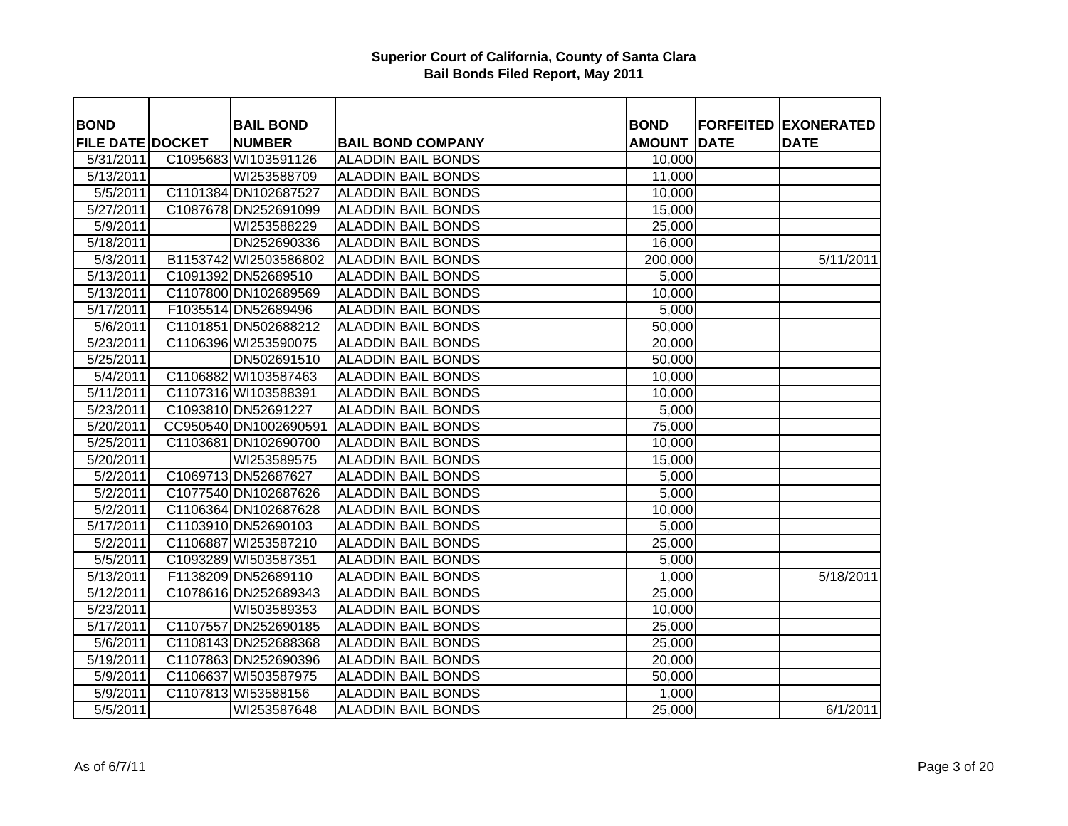# Superior Court of California, County of Santa Clara
## Bail Bonds Filed Report, May 2011

| BOND FILE DATE | DOCKET | BAIL BOND NUMBER | BAIL BOND COMPANY | BOND AMOUNT | FORFEITED DATE | EXONERATED DATE |
|---|---|---|---|---|---|---|
| 5/31/2011 | C1095683 | WI103591126 | ALADDIN BAIL BONDS | 10,000 | | |
| 5/13/2011 | | WI253588709 | ALADDIN BAIL BONDS | 11,000 | | |
| 5/5/2011 | C1101384 | DN102687527 | ALADDIN BAIL BONDS | 10,000 | | |
| 5/27/2011 | C1087678 | DN252691099 | ALADDIN BAIL BONDS | 15,000 | | |
| 5/9/2011 | | WI253588229 | ALADDIN BAIL BONDS | 25,000 | | |
| 5/18/2011 | | DN252690336 | ALADDIN BAIL BONDS | 16,000 | | |
| 5/3/2011 | B1153742 | WI2503586802 | ALADDIN BAIL BONDS | 200,000 | | 5/11/2011 |
| 5/13/2011 | C1091392 | DN52689510 | ALADDIN BAIL BONDS | 5,000 | | |
| 5/13/2011 | C1107800 | DN102689569 | ALADDIN BAIL BONDS | 10,000 | | |
| 5/17/2011 | F1035514 | DN52689496 | ALADDIN BAIL BONDS | 5,000 | | |
| 5/6/2011 | C1101851 | DN502688212 | ALADDIN BAIL BONDS | 50,000 | | |
| 5/23/2011 | C1106396 | WI253590075 | ALADDIN BAIL BONDS | 20,000 | | |
| 5/25/2011 | | DN502691510 | ALADDIN BAIL BONDS | 50,000 | | |
| 5/4/2011 | C1106882 | WI103587463 | ALADDIN BAIL BONDS | 10,000 | | |
| 5/11/2011 | C1107316 | WI103588391 | ALADDIN BAIL BONDS | 10,000 | | |
| 5/23/2011 | C1093810 | DN52691227 | ALADDIN BAIL BONDS | 5,000 | | |
| 5/20/2011 | CC950540 | DN1002690591 | ALADDIN BAIL BONDS | 75,000 | | |
| 5/25/2011 | C1103681 | DN102690700 | ALADDIN BAIL BONDS | 10,000 | | |
| 5/20/2011 | | WI253589575 | ALADDIN BAIL BONDS | 15,000 | | |
| 5/2/2011 | C1069713 | DN52687627 | ALADDIN BAIL BONDS | 5,000 | | |
| 5/2/2011 | C1077540 | DN102687626 | ALADDIN BAIL BONDS | 5,000 | | |
| 5/2/2011 | C1106364 | DN102687628 | ALADDIN BAIL BONDS | 10,000 | | |
| 5/17/2011 | C1103910 | DN52690103 | ALADDIN BAIL BONDS | 5,000 | | |
| 5/2/2011 | C1106887 | WI253587210 | ALADDIN BAIL BONDS | 25,000 | | |
| 5/5/2011 | C1093289 | WI503587351 | ALADDIN BAIL BONDS | 5,000 | | |
| 5/13/2011 | F1138209 | DN52689110 | ALADDIN BAIL BONDS | 1,000 | | 5/18/2011 |
| 5/12/2011 | C1078616 | DN252689343 | ALADDIN BAIL BONDS | 25,000 | | |
| 5/23/2011 | | WI503589353 | ALADDIN BAIL BONDS | 10,000 | | |
| 5/17/2011 | C1107557 | DN252690185 | ALADDIN BAIL BONDS | 25,000 | | |
| 5/6/2011 | C1108143 | DN252688368 | ALADDIN BAIL BONDS | 25,000 | | |
| 5/19/2011 | C1107863 | DN252690396 | ALADDIN BAIL BONDS | 20,000 | | |
| 5/9/2011 | C1106637 | WI503587975 | ALADDIN BAIL BONDS | 50,000 | | |
| 5/9/2011 | C1107813 | WI53588156 | ALADDIN BAIL BONDS | 1,000 | | |
| 5/5/2011 | | WI253587648 | ALADDIN BAIL BONDS | 25,000 | | 6/1/2011 |

As of 6/7/11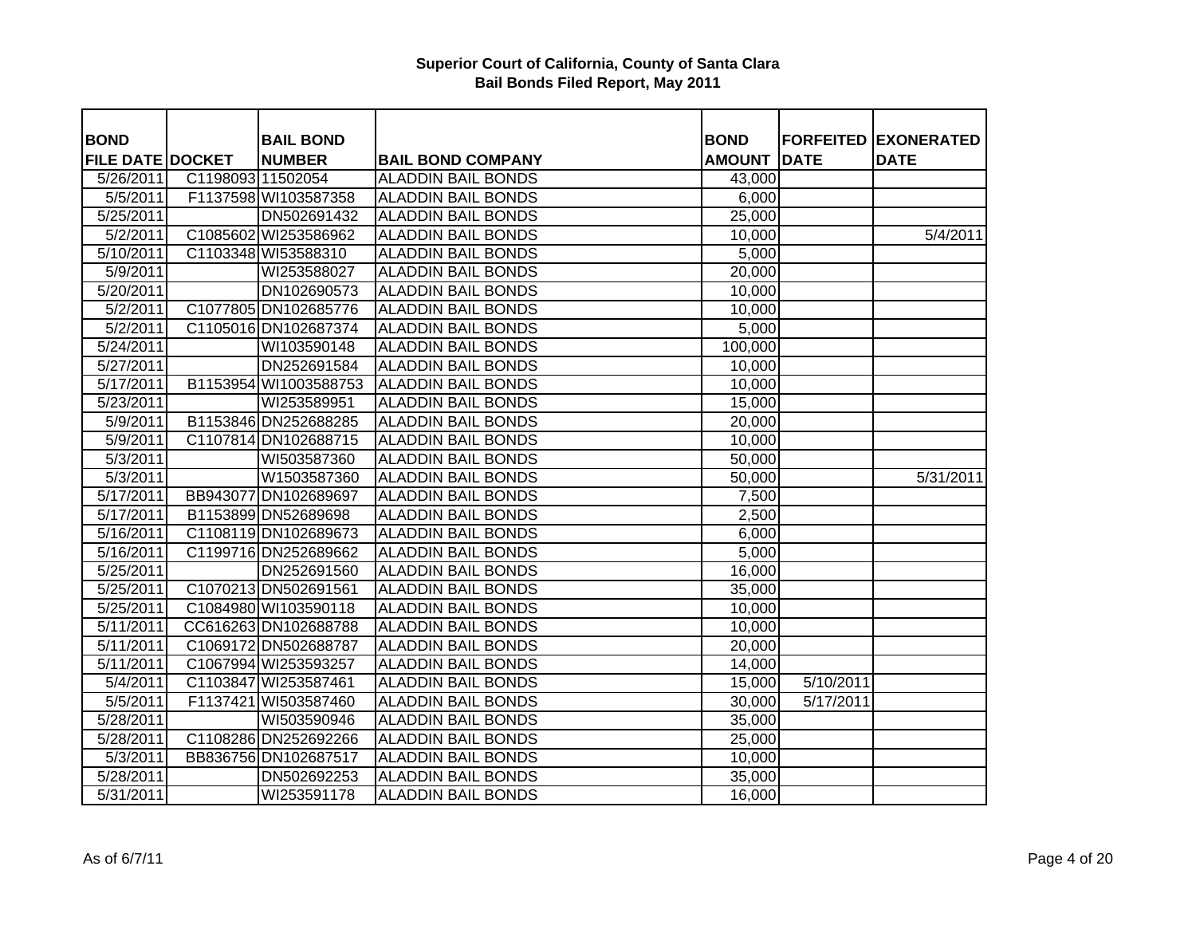**Superior Court of California, County of Santa Clara**
**Bail Bonds Filed Report, May 2011**

| BOND FILE DATE | DOCKET | BAIL BOND NUMBER | BAIL BOND COMPANY | BOND AMOUNT | FORFEITED DATE | EXONERATED DATE |
|---|---|---|---|---|---|---|
| 5/26/2011 | C1198093 | 11502054 | ALADDIN BAIL BONDS | 43,000 | | |
| 5/5/2011 | F1137598 | WI103587358 | ALADDIN BAIL BONDS | 6,000 | | |
| 5/25/2011 | | DN502691432 | ALADDIN BAIL BONDS | 25,000 | | |
| 5/2/2011 | C1085602 | WI253586962 | ALADDIN BAIL BONDS | 10,000 | | 5/4/2011 |
| 5/10/2011 | C1103348 | WI53588310 | ALADDIN BAIL BONDS | 5,000 | | |
| 5/9/2011 | | WI253588027 | ALADDIN BAIL BONDS | 20,000 | | |
| 5/20/2011 | | DN102690573 | ALADDIN BAIL BONDS | 10,000 | | |
| 5/2/2011 | C1077805 | DN102685776 | ALADDIN BAIL BONDS | 10,000 | | |
| 5/2/2011 | C1105016 | DN102687374 | ALADDIN BAIL BONDS | 5,000 | | |
| 5/24/2011 | | WI103590148 | ALADDIN BAIL BONDS | 100,000 | | |
| 5/27/2011 | | DN252691584 | ALADDIN BAIL BONDS | 10,000 | | |
| 5/17/2011 | B1153954 | WI1003588753 | ALADDIN BAIL BONDS | 10,000 | | |
| 5/23/2011 | | WI253589951 | ALADDIN BAIL BONDS | 15,000 | | |
| 5/9/2011 | B1153846 | DN252688285 | ALADDIN BAIL BONDS | 20,000 | | |
| 5/9/2011 | C1107814 | DN102688715 | ALADDIN BAIL BONDS | 10,000 | | |
| 5/3/2011 | | WI503587360 | ALADDIN BAIL BONDS | 50,000 | | |
| 5/3/2011 | | W1503587360 | ALADDIN BAIL BONDS | 50,000 | | 5/31/2011 |
| 5/17/2011 | BB943077 | DN102689697 | ALADDIN BAIL BONDS | 7,500 | | |
| 5/17/2011 | B1153899 | DN52689698 | ALADDIN BAIL BONDS | 2,500 | | |
| 5/16/2011 | C1108119 | DN102689673 | ALADDIN BAIL BONDS | 6,000 | | |
| 5/16/2011 | C1199716 | DN252689662 | ALADDIN BAIL BONDS | 5,000 | | |
| 5/25/2011 | | DN252691560 | ALADDIN BAIL BONDS | 16,000 | | |
| 5/25/2011 | C1070213 | DN502691561 | ALADDIN BAIL BONDS | 35,000 | | |
| 5/25/2011 | C1084980 | WI103590118 | ALADDIN BAIL BONDS | 10,000 | | |
| 5/11/2011 | CC616263 | DN102688788 | ALADDIN BAIL BONDS | 10,000 | | |
| 5/11/2011 | C1069172 | DN502688787 | ALADDIN BAIL BONDS | 20,000 | | |
| 5/11/2011 | C1067994 | WI253593257 | ALADDIN BAIL BONDS | 14,000 | | |
| 5/4/2011 | C1103847 | WI253587461 | ALADDIN BAIL BONDS | 15,000 | 5/10/2011 | |
| 5/5/2011 | F1137421 | WI503587460 | ALADDIN BAIL BONDS | 30,000 | 5/17/2011 | |
| 5/28/2011 | | WI503590946 | ALADDIN BAIL BONDS | 35,000 | | |
| 5/28/2011 | C1108286 | DN252692266 | ALADDIN BAIL BONDS | 25,000 | | |
| 5/3/2011 | BB836756 | DN102687517 | ALADDIN BAIL BONDS | 10,000 | | |
| 5/28/2011 | | DN502692253 | ALADDIN BAIL BONDS | 35,000 | | |
| 5/31/2011 | | WI253591178 | ALADDIN BAIL BONDS | 16,000 | | |

As of 6/7/11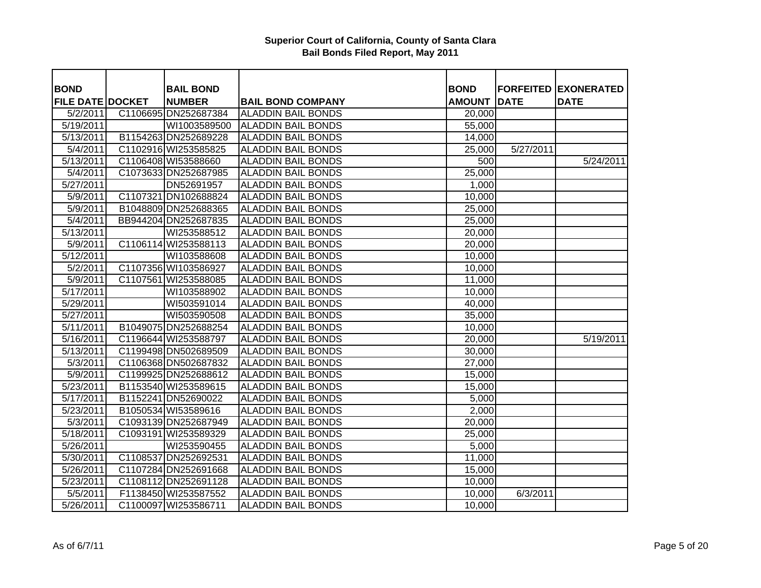# Superior Court of California, County of Santa Clara
## Bail Bonds Filed Report, May 2011

| BOND FILE DATE | DOCKET | BAIL BOND NUMBER | BAIL BOND COMPANY | BOND AMOUNT | FORFEITED DATE | EXONERATED DATE |
|---|---|---|---|---|---|---|
| 5/2/2011 | C1106695 | DN252687384 | ALADDIN BAIL BONDS | 20,000 | | |
| 5/19/2011 | | WI1003589500 | ALADDIN BAIL BONDS | 55,000 | | |
| 5/13/2011 | B1154263 | DN252689228 | ALADDIN BAIL BONDS | 14,000 | | |
| 5/4/2011 | C1102916 | WI253585825 | ALADDIN BAIL BONDS | 25,000 | 5/27/2011 | |
| 5/13/2011 | C1106408 | WI53588660 | ALADDIN BAIL BONDS | 500 | | 5/24/2011 |
| 5/4/2011 | C1073633 | DN252687985 | ALADDIN BAIL BONDS | 25,000 | | |
| 5/27/2011 | | DN52691957 | ALADDIN BAIL BONDS | 1,000 | | |
| 5/9/2011 | C1107321 | DN102688824 | ALADDIN BAIL BONDS | 10,000 | | |
| 5/9/2011 | B1048809 | DN252688365 | ALADDIN BAIL BONDS | 25,000 | | |
| 5/4/2011 | BB944204 | DN252687835 | ALADDIN BAIL BONDS | 25,000 | | |
| 5/13/2011 | | WI253588512 | ALADDIN BAIL BONDS | 20,000 | | |
| 5/9/2011 | C1106114 | WI253588113 | ALADDIN BAIL BONDS | 20,000 | | |
| 5/12/2011 | | WI103588608 | ALADDIN BAIL BONDS | 10,000 | | |
| 5/2/2011 | C1107356 | WI103586927 | ALADDIN BAIL BONDS | 10,000 | | |
| 5/9/2011 | C1107561 | WI253588085 | ALADDIN BAIL BONDS | 11,000 | | |
| 5/17/2011 | | WI103588902 | ALADDIN BAIL BONDS | 10,000 | | |
| 5/29/2011 | | WI503591014 | ALADDIN BAIL BONDS | 40,000 | | |
| 5/27/2011 | | WI503590508 | ALADDIN BAIL BONDS | 35,000 | | |
| 5/11/2011 | B1049075 | DN252688254 | ALADDIN BAIL BONDS | 10,000 | | |
| 5/16/2011 | C1196644 | WI253588797 | ALADDIN BAIL BONDS | 20,000 | | 5/19/2011 |
| 5/13/2011 | C1199498 | DN502689509 | ALADDIN BAIL BONDS | 30,000 | | |
| 5/3/2011 | C1106368 | DN502687832 | ALADDIN BAIL BONDS | 27,000 | | |
| 5/9/2011 | C1199925 | DN252688612 | ALADDIN BAIL BONDS | 15,000 | | |
| 5/23/2011 | B1153540 | WI253589615 | ALADDIN BAIL BONDS | 15,000 | | |
| 5/17/2011 | B1152241 | DN52690022 | ALADDIN BAIL BONDS | 5,000 | | |
| 5/23/2011 | B1050534 | WI53589616 | ALADDIN BAIL BONDS | 2,000 | | |
| 5/3/2011 | C1093139 | DN252687949 | ALADDIN BAIL BONDS | 20,000 | | |
| 5/18/2011 | C1093191 | WI253589329 | ALADDIN BAIL BONDS | 25,000 | | |
| 5/26/2011 | | WI253590455 | ALADDIN BAIL BONDS | 5,000 | | |
| 5/30/2011 | C1108537 | DN252692531 | ALADDIN BAIL BONDS | 11,000 | | |
| 5/26/2011 | C1107284 | DN252691668 | ALADDIN BAIL BONDS | 15,000 | | |
| 5/23/2011 | C1108112 | DN252691128 | ALADDIN BAIL BONDS | 10,000 | | |
| 5/5/2011 | F1138450 | WI253587552 | ALADDIN BAIL BONDS | 10,000 | 6/3/2011 | |
| 5/26/2011 | C1100097 | WI253586711 | ALADDIN BAIL BONDS | 10,000 | | |

As of 6/7/11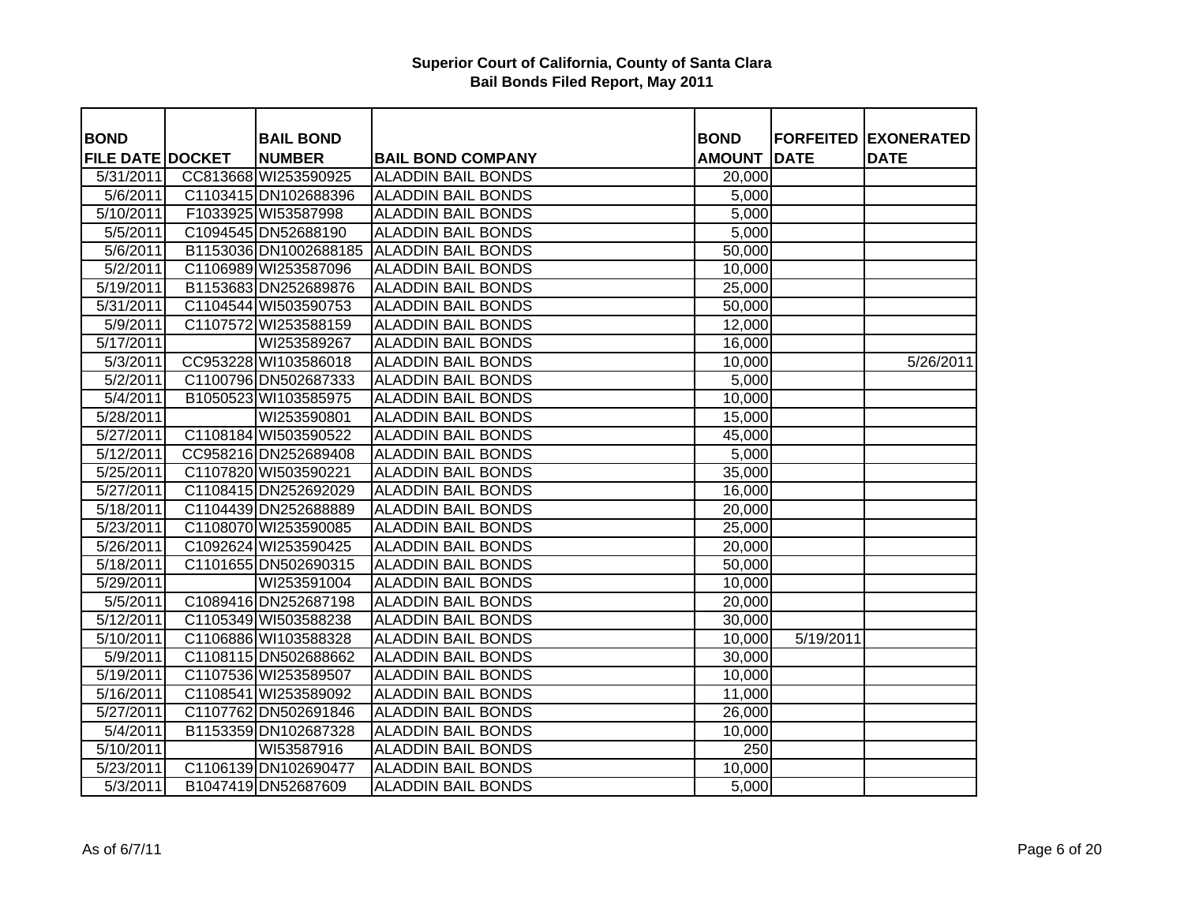**Superior Court of California, County of Santa Clara**
**Bail Bonds Filed Report, May 2011**

| BOND FILE DATE | DOCKET | BAIL BOND NUMBER | BAIL BOND COMPANY | BOND AMOUNT | FORFEITED DATE | EXONERATED DATE |
|---|---|---|---|---|---|---|
| 5/31/2011 | CC813668 | WI253590925 | ALADDIN BAIL BONDS | 20,000 | | |
| 5/6/2011 | C1103415 | DN102688396 | ALADDIN BAIL BONDS | 5,000 | | |
| 5/10/2011 | F1033925 | WI53587998 | ALADDIN BAIL BONDS | 5,000 | | |
| 5/5/2011 | C1094545 | DN52688190 | ALADDIN BAIL BONDS | 5,000 | | |
| 5/6/2011 | B1153036 | DN1002688185 | ALADDIN BAIL BONDS | 50,000 | | |
| 5/2/2011 | C1106989 | WI253587096 | ALADDIN BAIL BONDS | 10,000 | | |
| 5/19/2011 | B1153683 | DN252689876 | ALADDIN BAIL BONDS | 25,000 | | |
| 5/31/2011 | C1104544 | WI503590753 | ALADDIN BAIL BONDS | 50,000 | | |
| 5/9/2011 | C1107572 | WI253588159 | ALADDIN BAIL BONDS | 12,000 | | |
| 5/17/2011 | | WI253589267 | ALADDIN BAIL BONDS | 16,000 | | |
| 5/3/2011 | CC953228 | WI103586018 | ALADDIN BAIL BONDS | 10,000 | | 5/26/2011 |
| 5/2/2011 | C1100796 | DN502687333 | ALADDIN BAIL BONDS | 5,000 | | |
| 5/4/2011 | B1050523 | WI103585975 | ALADDIN BAIL BONDS | 10,000 | | |
| 5/28/2011 | | WI253590801 | ALADDIN BAIL BONDS | 15,000 | | |
| 5/27/2011 | C1108184 | WI503590522 | ALADDIN BAIL BONDS | 45,000 | | |
| 5/12/2011 | CC958216 | DN252689408 | ALADDIN BAIL BONDS | 5,000 | | |
| 5/25/2011 | C1107820 | WI503590221 | ALADDIN BAIL BONDS | 35,000 | | |
| 5/27/2011 | C1108415 | DN252692029 | ALADDIN BAIL BONDS | 16,000 | | |
| 5/18/2011 | C1104439 | DN252688889 | ALADDIN BAIL BONDS | 20,000 | | |
| 5/23/2011 | C1108070 | WI253590085 | ALADDIN BAIL BONDS | 25,000 | | |
| 5/26/2011 | C1092624 | WI253590425 | ALADDIN BAIL BONDS | 20,000 | | |
| 5/18/2011 | C1101655 | DN502690315 | ALADDIN BAIL BONDS | 50,000 | | |
| 5/29/2011 | | WI253591004 | ALADDIN BAIL BONDS | 10,000 | | |
| 5/5/2011 | C1089416 | DN252687198 | ALADDIN BAIL BONDS | 20,000 | | |
| 5/12/2011 | C1105349 | WI503588238 | ALADDIN BAIL BONDS | 30,000 | | |
| 5/10/2011 | C1106886 | WI103588328 | ALADDIN BAIL BONDS | 10,000 | 5/19/2011 | |
| 5/9/2011 | C1108115 | DN502688662 | ALADDIN BAIL BONDS | 30,000 | | |
| 5/19/2011 | C1107536 | WI253589507 | ALADDIN BAIL BONDS | 10,000 | | |
| 5/16/2011 | C1108541 | WI253589092 | ALADDIN BAIL BONDS | 11,000 | | |
| 5/27/2011 | C1107762 | DN502691846 | ALADDIN BAIL BONDS | 26,000 | | |
| 5/4/2011 | B1153359 | DN102687328 | ALADDIN BAIL BONDS | 10,000 | | |
| 5/10/2011 | | WI53587916 | ALADDIN BAIL BONDS | 250 | | |
| 5/23/2011 | C1106139 | DN102690477 | ALADDIN BAIL BONDS | 10,000 | | |
| 5/3/2011 | B1047419 | DN52687609 | ALADDIN BAIL BONDS | 5,000 | | |

As of 6/7/11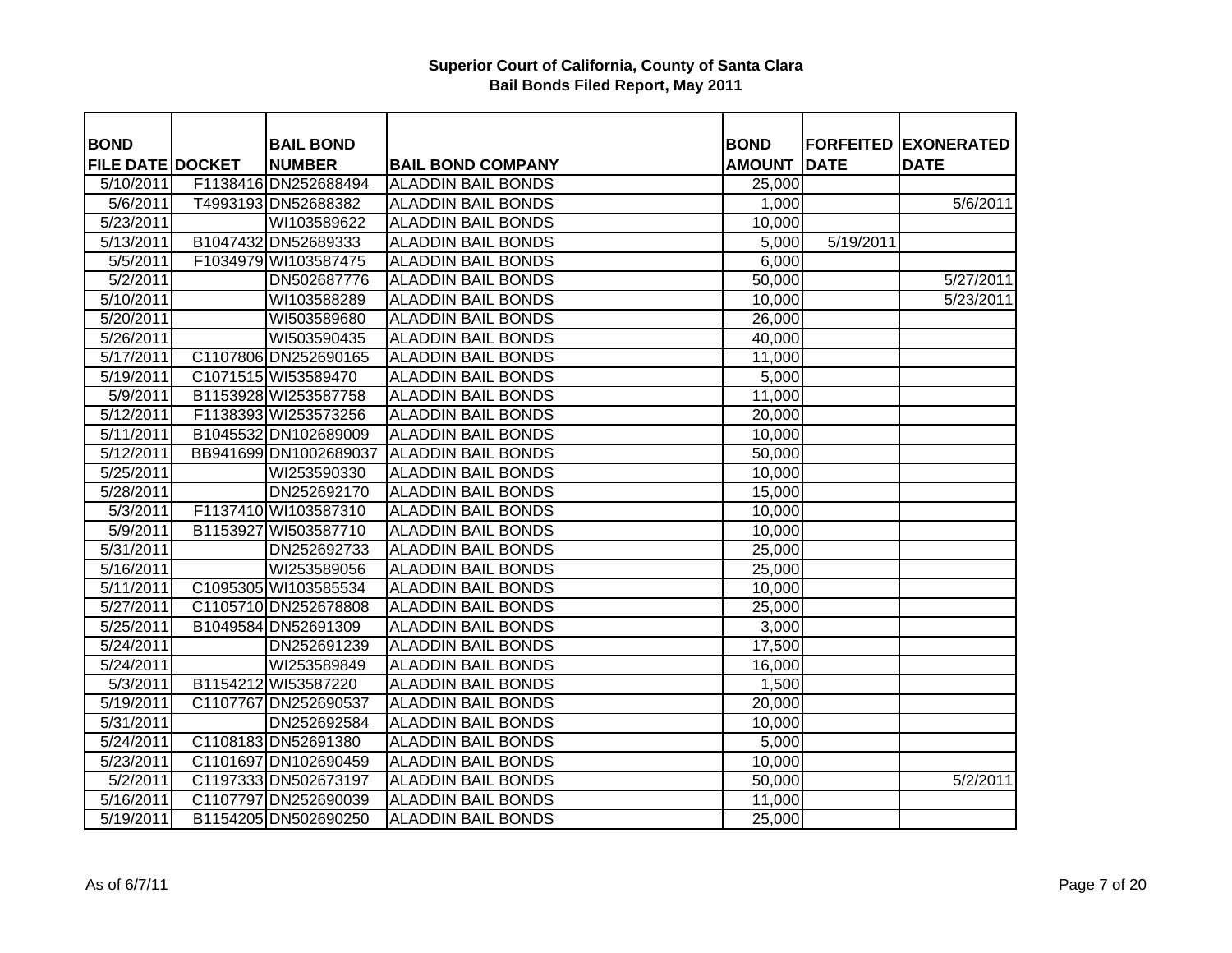# Superior Court of California, County of Santa Clara
## Bail Bonds Filed Report, May 2011

| BOND FILE DATE | DOCKET | BAIL BOND NUMBER | BAIL BOND COMPANY | BOND AMOUNT | FORFEITED DATE | EXONERATED DATE |
|---|---|---|---|---|---|---|
| 5/10/2011 | F1138416 | DN252688494 | ALADDIN BAIL BONDS | 25,000 | | |
| 5/6/2011 | T4993193 | DN52688382 | ALADDIN BAIL BONDS | 1,000 | | 5/6/2011 |
| 5/23/2011 | | WI103589622 | ALADDIN BAIL BONDS | 10,000 | | |
| 5/13/2011 | B1047432 | DN52689333 | ALADDIN BAIL BONDS | 5,000 | 5/19/2011 | |
| 5/5/2011 | F1034979 | WI103587475 | ALADDIN BAIL BONDS | 6,000 | | |
| 5/2/2011 | | DN502687776 | ALADDIN BAIL BONDS | 50,000 | | 5/27/2011 |
| 5/10/2011 | | WI103588289 | ALADDIN BAIL BONDS | 10,000 | | 5/23/2011 |
| 5/20/2011 | | WI503589680 | ALADDIN BAIL BONDS | 26,000 | | |
| 5/26/2011 | | WI503590435 | ALADDIN BAIL BONDS | 40,000 | | |
| 5/17/2011 | C1107806 | DN252690165 | ALADDIN BAIL BONDS | 11,000 | | |
| 5/19/2011 | C1071515 | WI53589470 | ALADDIN BAIL BONDS | 5,000 | | |
| 5/9/2011 | B1153928 | WI253587758 | ALADDIN BAIL BONDS | 11,000 | | |
| 5/12/2011 | F1138393 | WI253573256 | ALADDIN BAIL BONDS | 20,000 | | |
| 5/11/2011 | B1045532 | DN102689009 | ALADDIN BAIL BONDS | 10,000 | | |
| 5/12/2011 | BB941699 | DN1002689037 | ALADDIN BAIL BONDS | 50,000 | | |
| 5/25/2011 | | WI253590330 | ALADDIN BAIL BONDS | 10,000 | | |
| 5/28/2011 | | DN252692170 | ALADDIN BAIL BONDS | 15,000 | | |
| 5/3/2011 | F1137410 | WI103587310 | ALADDIN BAIL BONDS | 10,000 | | |
| 5/9/2011 | B1153927 | WI503587710 | ALADDIN BAIL BONDS | 10,000 | | |
| 5/31/2011 | | DN252692733 | ALADDIN BAIL BONDS | 25,000 | | |
| 5/16/2011 | | WI253589056 | ALADDIN BAIL BONDS | 25,000 | | |
| 5/11/2011 | C1095305 | WI103585534 | ALADDIN BAIL BONDS | 10,000 | | |
| 5/27/2011 | C1105710 | DN252678808 | ALADDIN BAIL BONDS | 25,000 | | |
| 5/25/2011 | B1049584 | DN52691309 | ALADDIN BAIL BONDS | 3,000 | | |
| 5/24/2011 | | DN252691239 | ALADDIN BAIL BONDS | 17,500 | | |
| 5/24/2011 | | WI253589849 | ALADDIN BAIL BONDS | 16,000 | | |
| 5/3/2011 | B1154212 | WI53587220 | ALADDIN BAIL BONDS | 1,500 | | |
| 5/19/2011 | C1107767 | DN252690537 | ALADDIN BAIL BONDS | 20,000 | | |
| 5/31/2011 | | DN252692584 | ALADDIN BAIL BONDS | 10,000 | | |
| 5/24/2011 | C1108183 | DN52691380 | ALADDIN BAIL BONDS | 5,000 | | |
| 5/23/2011 | C1101697 | DN102690459 | ALADDIN BAIL BONDS | 10,000 | | |
| 5/2/2011 | C1197333 | DN502673197 | ALADDIN BAIL BONDS | 50,000 | | 5/2/2011 |
| 5/16/2011 | C1107797 | DN252690039 | ALADDIN BAIL BONDS | 11,000 | | |
| 5/19/2011 | B1154205 | DN502690250 | ALADDIN BAIL BONDS | 25,000 | | |

As of 6/7/11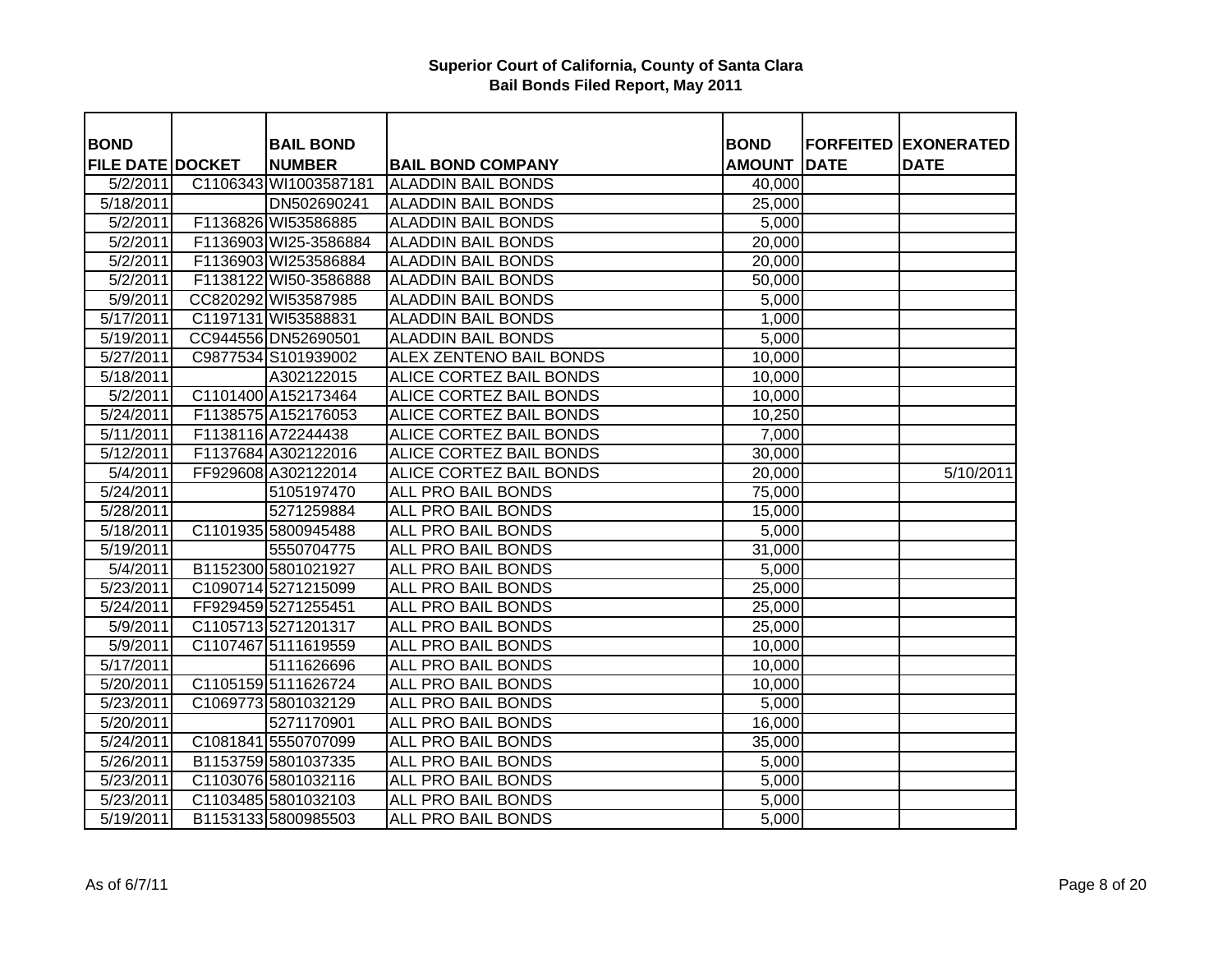**Superior Court of California, County of Santa Clara**
**Bail Bonds Filed Report, May 2011**

| BOND FILE DATE | DOCKET | BAIL BOND NUMBER | BAIL BOND COMPANY | BOND AMOUNT | FORFEITED DATE | EXONERATED DATE |
|---|---|---|---|---|---|---|
| 5/2/2011 | C1106343 | WI1003587181 | ALADDIN BAIL BONDS | 40,000 | | |
| 5/18/2011 | | DN502690241 | ALADDIN BAIL BONDS | 25,000 | | |
| 5/2/2011 | F1136826 | WI53586885 | ALADDIN BAIL BONDS | 5,000 | | |
| 5/2/2011 | F1136903 | WI25-3586884 | ALADDIN BAIL BONDS | 20,000 | | |
| 5/2/2011 | F1136903 | WI253586884 | ALADDIN BAIL BONDS | 20,000 | | |
| 5/2/2011 | F1138122 | WI50-3586888 | ALADDIN BAIL BONDS | 50,000 | | |
| 5/9/2011 | CC820292 | WI53587985 | ALADDIN BAIL BONDS | 5,000 | | |
| 5/17/2011 | C1197131 | WI53588831 | ALADDIN BAIL BONDS | 1,000 | | |
| 5/19/2011 | CC944556 | DN52690501 | ALADDIN BAIL BONDS | 5,000 | | |
| 5/27/2011 | C9877534 | S101939002 | ALEX ZENTENO BAIL BONDS | 10,000 | | |
| 5/18/2011 | | A302122015 | ALICE CORTEZ BAIL BONDS | 10,000 | | |
| 5/2/2011 | C1101400 | A152173464 | ALICE CORTEZ BAIL BONDS | 10,000 | | |
| 5/24/2011 | F1138575 | A152176053 | ALICE CORTEZ BAIL BONDS | 10,250 | | |
| 5/11/2011 | F1138116 | A72244438 | ALICE CORTEZ BAIL BONDS | 7,000 | | |
| 5/12/2011 | F1137684 | A302122016 | ALICE CORTEZ BAIL BONDS | 30,000 | | |
| 5/4/2011 | FF929608 | A302122014 | ALICE CORTEZ BAIL BONDS | 20,000 | | 5/10/2011 |
| 5/24/2011 | | 5105197470 | ALL PRO BAIL BONDS | 75,000 | | |
| 5/28/2011 | | 5271259884 | ALL PRO BAIL BONDS | 15,000 | | |
| 5/18/2011 | C1101935 | 5800945488 | ALL PRO BAIL BONDS | 5,000 | | |
| 5/19/2011 | | 5550704775 | ALL PRO BAIL BONDS | 31,000 | | |
| 5/4/2011 | B1152300 | 5801021927 | ALL PRO BAIL BONDS | 5,000 | | |
| 5/23/2011 | C1090714 | 5271215099 | ALL PRO BAIL BONDS | 25,000 | | |
| 5/24/2011 | FF929459 | 5271255451 | ALL PRO BAIL BONDS | 25,000 | | |
| 5/9/2011 | C1105713 | 5271201317 | ALL PRO BAIL BONDS | 25,000 | | |
| 5/9/2011 | C1107467 | 5111619559 | ALL PRO BAIL BONDS | 10,000 | | |
| 5/17/2011 | | 5111626696 | ALL PRO BAIL BONDS | 10,000 | | |
| 5/20/2011 | C1105159 | 5111626724 | ALL PRO BAIL BONDS | 10,000 | | |
| 5/23/2011 | C1069773 | 5801032129 | ALL PRO BAIL BONDS | 5,000 | | |
| 5/20/2011 | | 5271170901 | ALL PRO BAIL BONDS | 16,000 | | |
| 5/24/2011 | C1081841 | 5550707099 | ALL PRO BAIL BONDS | 35,000 | | |
| 5/26/2011 | B1153759 | 5801037335 | ALL PRO BAIL BONDS | 5,000 | | |
| 5/23/2011 | C1103076 | 5801032116 | ALL PRO BAIL BONDS | 5,000 | | |
| 5/23/2011 | C1103485 | 5801032103 | ALL PRO BAIL BONDS | 5,000 | | |
| 5/19/2011 | B1153133 | 5800985503 | ALL PRO BAIL BONDS | 5,000 | | |

As of 6/7/11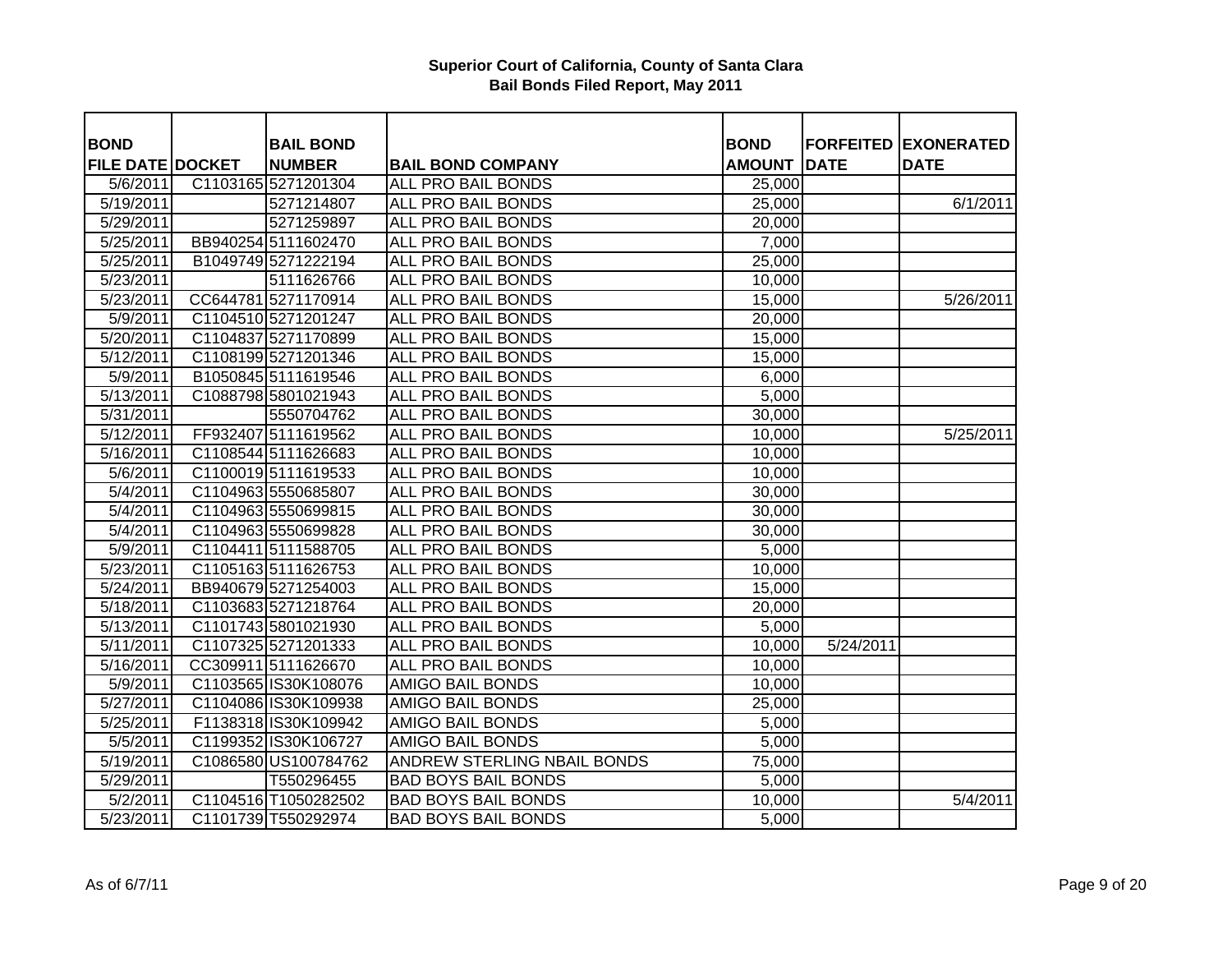**Superior Court of California, County of Santa Clara**
**Bail Bonds Filed Report, May 2011**

| BOND FILE DATE | DOCKET | BAIL BOND NUMBER | BAIL BOND COMPANY | BOND AMOUNT | FORFEITED DATE | EXONERATED DATE |
|---|---|---|---|---|---|---|
| 5/6/2011 | C1103165 | 5271201304 | ALL PRO BAIL BONDS | 25,000 | | |
| 5/19/2011 | | 5271214807 | ALL PRO BAIL BONDS | 25,000 | | 6/1/2011 |
| 5/29/2011 | | 5271259897 | ALL PRO BAIL BONDS | 20,000 | | |
| 5/25/2011 | BB940254 | 5111602470 | ALL PRO BAIL BONDS | 7,000 | | |
| 5/25/2011 | B1049749 | 5271222194 | ALL PRO BAIL BONDS | 25,000 | | |
| 5/23/2011 | | 5111626766 | ALL PRO BAIL BONDS | 10,000 | | |
| 5/23/2011 | CC644781 | 5271170914 | ALL PRO BAIL BONDS | 15,000 | | 5/26/2011 |
| 5/9/2011 | C1104510 | 5271201247 | ALL PRO BAIL BONDS | 20,000 | | |
| 5/20/2011 | C1104837 | 5271170899 | ALL PRO BAIL BONDS | 15,000 | | |
| 5/12/2011 | C1108199 | 5271201346 | ALL PRO BAIL BONDS | 15,000 | | |
| 5/9/2011 | B1050845 | 5111619546 | ALL PRO BAIL BONDS | 6,000 | | |
| 5/13/2011 | C1088798 | 5801021943 | ALL PRO BAIL BONDS | 5,000 | | |
| 5/31/2011 | | 5550704762 | ALL PRO BAIL BONDS | 30,000 | | |
| 5/12/2011 | FF932407 | 5111619562 | ALL PRO BAIL BONDS | 10,000 | | 5/25/2011 |
| 5/16/2011 | C1108544 | 5111626683 | ALL PRO BAIL BONDS | 10,000 | | |
| 5/6/2011 | C1100019 | 5111619533 | ALL PRO BAIL BONDS | 10,000 | | |
| 5/4/2011 | C1104963 | 5550685807 | ALL PRO BAIL BONDS | 30,000 | | |
| 5/4/2011 | C1104963 | 5550699815 | ALL PRO BAIL BONDS | 30,000 | | |
| 5/4/2011 | C1104963 | 5550699828 | ALL PRO BAIL BONDS | 30,000 | | |
| 5/9/2011 | C1104411 | 5111588705 | ALL PRO BAIL BONDS | 5,000 | | |
| 5/23/2011 | C1105163 | 5111626753 | ALL PRO BAIL BONDS | 10,000 | | |
| 5/24/2011 | BB940679 | 5271254003 | ALL PRO BAIL BONDS | 15,000 | | |
| 5/18/2011 | C1103683 | 5271218764 | ALL PRO BAIL BONDS | 20,000 | | |
| 5/13/2011 | C1101743 | 5801021930 | ALL PRO BAIL BONDS | 5,000 | | |
| 5/11/2011 | C1107325 | 5271201333 | ALL PRO BAIL BONDS | 10,000 | 5/24/2011 | |
| 5/16/2011 | CC309911 | 5111626670 | ALL PRO BAIL BONDS | 10,000 | | |
| 5/9/2011 | C1103565 | IS30K108076 | AMIGO BAIL BONDS | 10,000 | | |
| 5/27/2011 | C1104086 | IS30K109938 | AMIGO BAIL BONDS | 25,000 | | |
| 5/25/2011 | F1138318 | IS30K109942 | AMIGO BAIL BONDS | 5,000 | | |
| 5/5/2011 | C1199352 | IS30K106727 | AMIGO BAIL BONDS | 5,000 | | |
| 5/19/2011 | C1086580 | US100784762 | ANDREW STERLING NBAIL BONDS | 75,000 | | |
| 5/29/2011 | | T550296455 | BAD BOYS BAIL BONDS | 5,000 | | |
| 5/2/2011 | C1104516 | T1050282502 | BAD BOYS BAIL BONDS | 10,000 | | 5/4/2011 |
| 5/23/2011 | C1101739 | T550292974 | BAD BOYS BAIL BONDS | 5,000 | | |

As of 6/7/11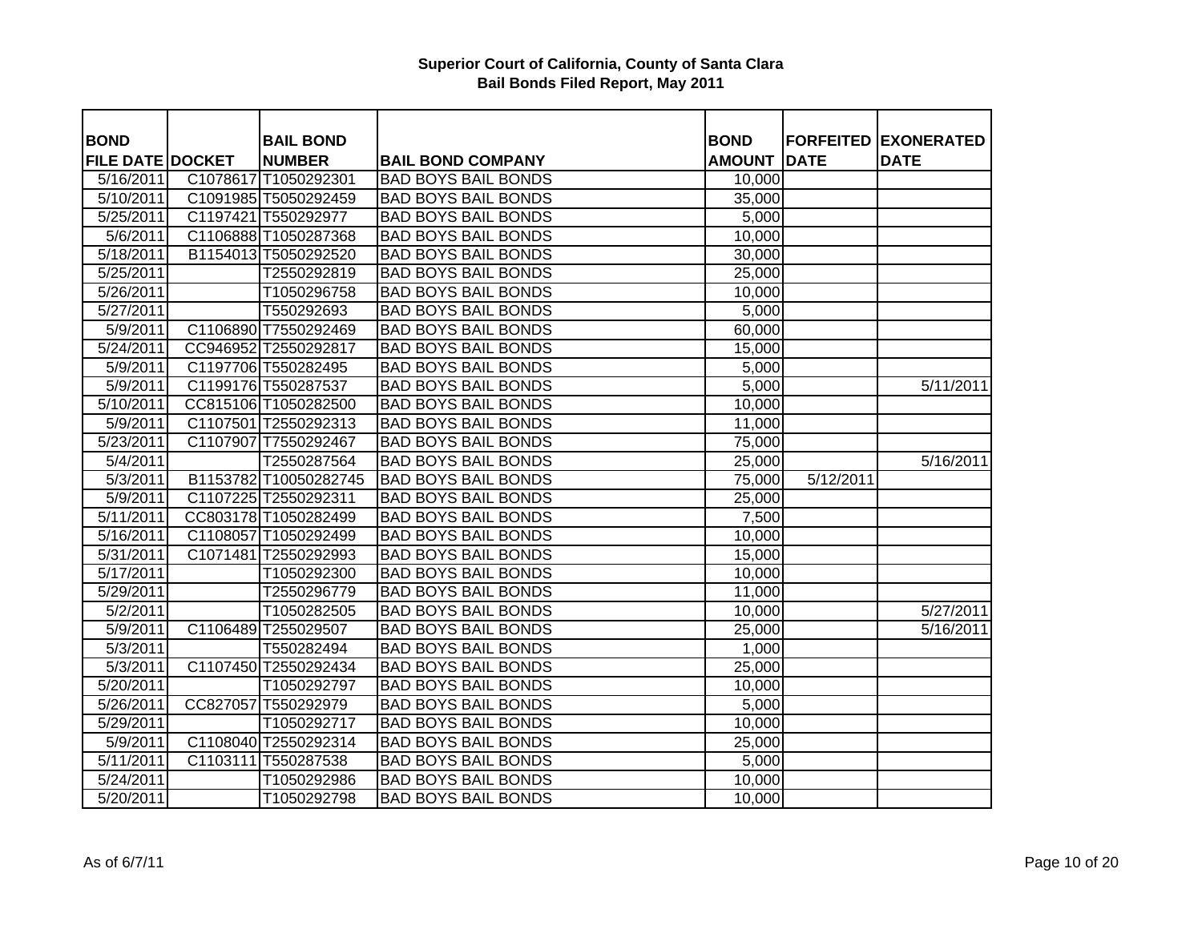# Superior Court of California, County of Santa Clara
## Bail Bonds Filed Report, May 2011

| BOND FILE DATE | DOCKET | BAIL BOND NUMBER | BAIL BOND COMPANY | BOND AMOUNT | FORFEITED DATE | EXONERATED DATE |
|---|---|---|---|---|---|---|
| 5/16/2011 | C1078617 | T1050292301 | BAD BOYS BAIL BONDS | 10,000 | | |
| 5/10/2011 | C1091985 | T5050292459 | BAD BOYS BAIL BONDS | 35,000 | | |
| 5/25/2011 | C1197421 | T550292977 | BAD BOYS BAIL BONDS | 5,000 | | |
| 5/6/2011 | C1106888 | T1050287368 | BAD BOYS BAIL BONDS | 10,000 | | |
| 5/18/2011 | B1154013 | T5050292520 | BAD BOYS BAIL BONDS | 30,000 | | |
| 5/25/2011 | | T2550292819 | BAD BOYS BAIL BONDS | 25,000 | | |
| 5/26/2011 | | T1050296758 | BAD BOYS BAIL BONDS | 10,000 | | |
| 5/27/2011 | | T550292693 | BAD BOYS BAIL BONDS | 5,000 | | |
| 5/9/2011 | C1106890 | T7550292469 | BAD BOYS BAIL BONDS | 60,000 | | |
| 5/24/2011 | CC946952 | T2550292817 | BAD BOYS BAIL BONDS | 15,000 | | |
| 5/9/2011 | C1197706 | T550282495 | BAD BOYS BAIL BONDS | 5,000 | | |
| 5/9/2011 | C1199176 | T550287537 | BAD BOYS BAIL BONDS | 5,000 | | 5/11/2011 |
| 5/10/2011 | CC815106 | T1050282500 | BAD BOYS BAIL BONDS | 10,000 | | |
| 5/9/2011 | C1107501 | T2550292313 | BAD BOYS BAIL BONDS | 11,000 | | |
| 5/23/2011 | C1107907 | T7550292467 | BAD BOYS BAIL BONDS | 75,000 | | |
| 5/4/2011 | | T2550287564 | BAD BOYS BAIL BONDS | 25,000 | | 5/16/2011 |
| 5/3/2011 | B1153782 | T10050282745 | BAD BOYS BAIL BONDS | 75,000 | 5/12/2011 | |
| 5/9/2011 | C1107225 | T2550292311 | BAD BOYS BAIL BONDS | 25,000 | | |
| 5/11/2011 | CC803178 | T1050282499 | BAD BOYS BAIL BONDS | 7,500 | | |
| 5/16/2011 | C1108057 | T1050292499 | BAD BOYS BAIL BONDS | 10,000 | | |
| 5/31/2011 | C1071481 | T2550292993 | BAD BOYS BAIL BONDS | 15,000 | | |
| 5/17/2011 | | T1050292300 | BAD BOYS BAIL BONDS | 10,000 | | |
| 5/29/2011 | | T2550296779 | BAD BOYS BAIL BONDS | 11,000 | | |
| 5/2/2011 | | T1050282505 | BAD BOYS BAIL BONDS | 10,000 | | 5/27/2011 |
| 5/9/2011 | C1106489 | T255029507 | BAD BOYS BAIL BONDS | 25,000 | | 5/16/2011 |
| 5/3/2011 | | T550282494 | BAD BOYS BAIL BONDS | 1,000 | | |
| 5/3/2011 | C1107450 | T2550292434 | BAD BOYS BAIL BONDS | 25,000 | | |
| 5/20/2011 | | T1050292797 | BAD BOYS BAIL BONDS | 10,000 | | |
| 5/26/2011 | CC827057 | T550292979 | BAD BOYS BAIL BONDS | 5,000 | | |
| 5/29/2011 | | T1050292717 | BAD BOYS BAIL BONDS | 10,000 | | |
| 5/9/2011 | C1108040 | T2550292314 | BAD BOYS BAIL BONDS | 25,000 | | |
| 5/11/2011 | C1103111 | T550287538 | BAD BOYS BAIL BONDS | 5,000 | | |
| 5/24/2011 | | T1050292986 | BAD BOYS BAIL BONDS | 10,000 | | |
| 5/20/2011 | | T1050292798 | BAD BOYS BAIL BONDS | 10,000 | | |

As of 6/7/11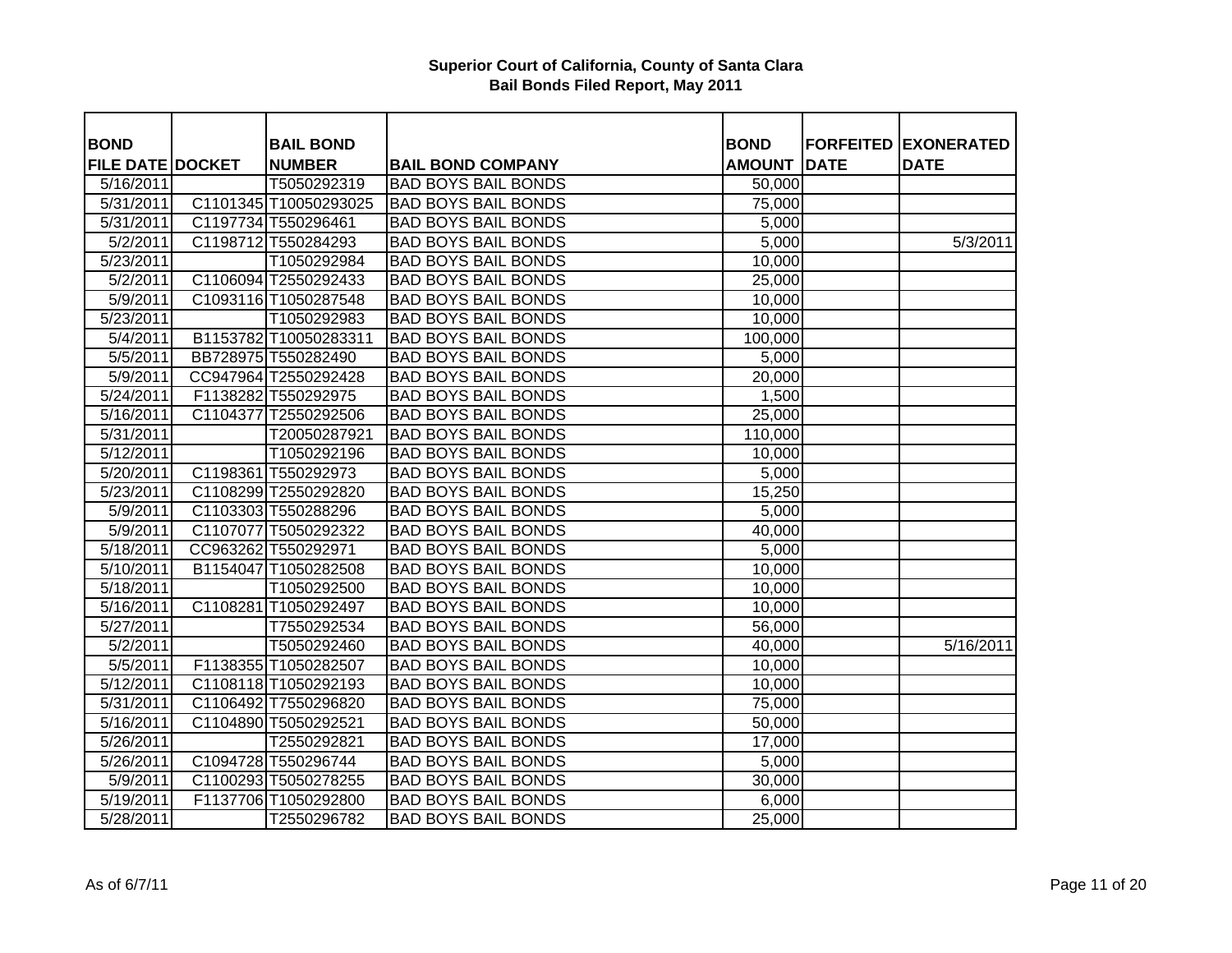**Superior Court of California, County of Santa Clara**
**Bail Bonds Filed Report, May 2011**

| BOND FILE DATE | DOCKET | BAIL BOND NUMBER | BAIL BOND COMPANY | BOND AMOUNT | FORFEITED DATE | EXONERATED DATE |
|---|---|---|---|---|---|---|
| 5/16/2011 | | T5050292319 | BAD BOYS BAIL BONDS | 50,000 | | |
| 5/31/2011 | C1101345 | T10050293025 | BAD BOYS BAIL BONDS | 75,000 | | |
| 5/31/2011 | C1197734 | T550296461 | BAD BOYS BAIL BONDS | 5,000 | | |
| 5/2/2011 | C1198712 | T550284293 | BAD BOYS BAIL BONDS | 5,000 | | 5/3/2011 |
| 5/23/2011 | | T1050292984 | BAD BOYS BAIL BONDS | 10,000 | | |
| 5/2/2011 | C1106094 | T2550292433 | BAD BOYS BAIL BONDS | 25,000 | | |
| 5/9/2011 | C1093116 | T1050287548 | BAD BOYS BAIL BONDS | 10,000 | | |
| 5/23/2011 | | T1050292983 | BAD BOYS BAIL BONDS | 10,000 | | |
| 5/4/2011 | B1153782 | T10050283311 | BAD BOYS BAIL BONDS | 100,000 | | |
| 5/5/2011 | BB728975 | T550282490 | BAD BOYS BAIL BONDS | 5,000 | | |
| 5/9/2011 | CC947964 | T2550292428 | BAD BOYS BAIL BONDS | 20,000 | | |
| 5/24/2011 | F1138282 | T550292975 | BAD BOYS BAIL BONDS | 1,500 | | |
| 5/16/2011 | C1104377 | T2550292506 | BAD BOYS BAIL BONDS | 25,000 | | |
| 5/31/2011 | | T20050287921 | BAD BOYS BAIL BONDS | 110,000 | | |
| 5/12/2011 | | T1050292196 | BAD BOYS BAIL BONDS | 10,000 | | |
| 5/20/2011 | C1198361 | T550292973 | BAD BOYS BAIL BONDS | 5,000 | | |
| 5/23/2011 | C1108299 | T2550292820 | BAD BOYS BAIL BONDS | 15,250 | | |
| 5/9/2011 | C1103303 | T550288296 | BAD BOYS BAIL BONDS | 5,000 | | |
| 5/9/2011 | C1107077 | T5050292322 | BAD BOYS BAIL BONDS | 40,000 | | |
| 5/18/2011 | CC963262 | T550292971 | BAD BOYS BAIL BONDS | 5,000 | | |
| 5/10/2011 | B1154047 | T1050282508 | BAD BOYS BAIL BONDS | 10,000 | | |
| 5/18/2011 | | T1050292500 | BAD BOYS BAIL BONDS | 10,000 | | |
| 5/16/2011 | C1108281 | T1050292497 | BAD BOYS BAIL BONDS | 10,000 | | |
| 5/27/2011 | | T7550292534 | BAD BOYS BAIL BONDS | 56,000 | | |
| 5/2/2011 | | T5050292460 | BAD BOYS BAIL BONDS | 40,000 | | 5/16/2011 |
| 5/5/2011 | F1138355 | T1050282507 | BAD BOYS BAIL BONDS | 10,000 | | |
| 5/12/2011 | C1108118 | T1050292193 | BAD BOYS BAIL BONDS | 10,000 | | |
| 5/31/2011 | C1106492 | T7550296820 | BAD BOYS BAIL BONDS | 75,000 | | |
| 5/16/2011 | C1104890 | T5050292521 | BAD BOYS BAIL BONDS | 50,000 | | |
| 5/26/2011 | | T2550292821 | BAD BOYS BAIL BONDS | 17,000 | | |
| 5/26/2011 | C1094728 | T550296744 | BAD BOYS BAIL BONDS | 5,000 | | |
| 5/9/2011 | C1100293 | T5050278255 | BAD BOYS BAIL BONDS | 30,000 | | |
| 5/19/2011 | F1137706 | T1050292800 | BAD BOYS BAIL BONDS | 6,000 | | |
| 5/28/2011 | | T2550296782 | BAD BOYS BAIL BONDS | 25,000 | | |

As of 6/7/11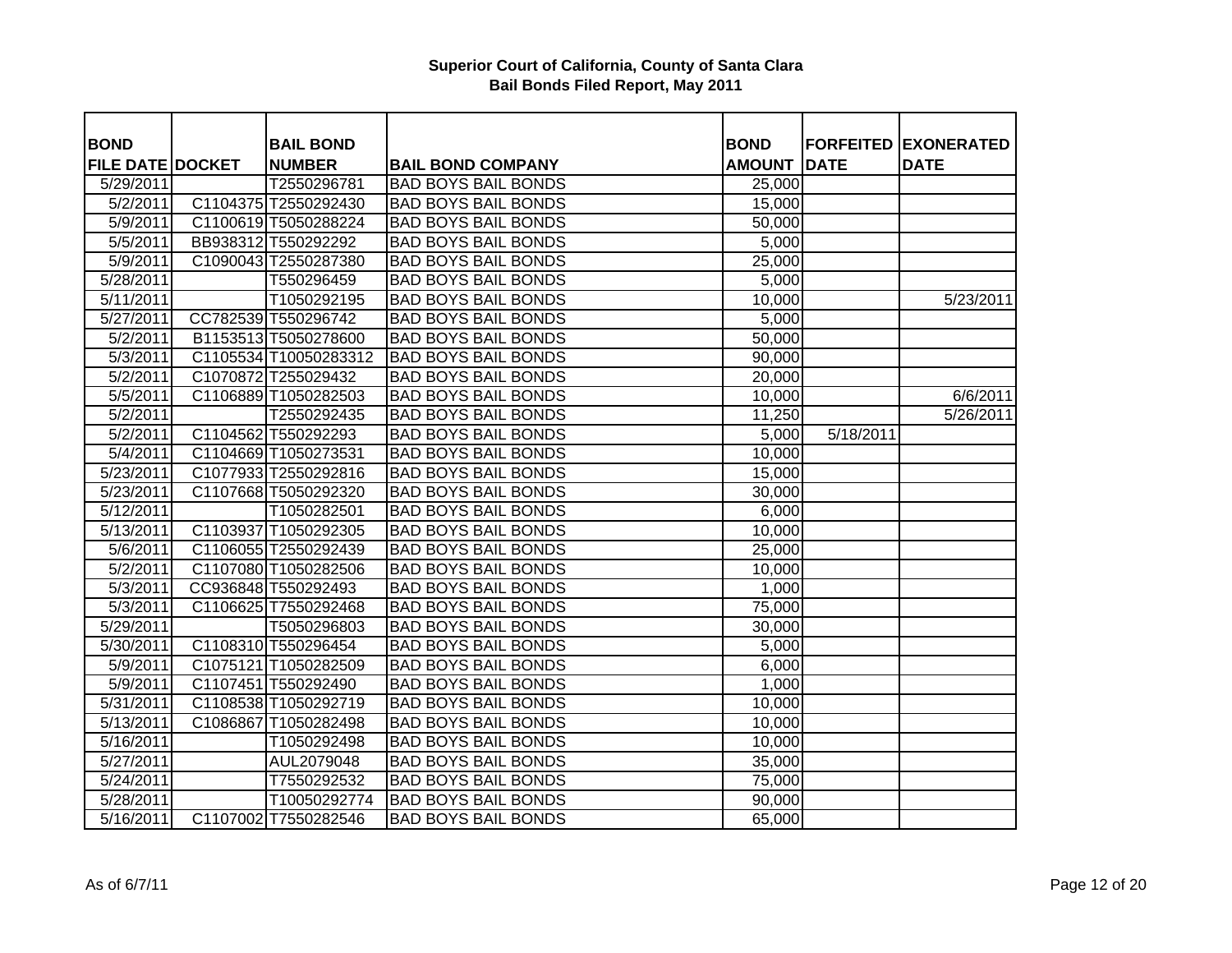**Superior Court of California, County of Santa Clara**
**Bail Bonds Filed Report, May 2011**

| BOND FILE DATE | DOCKET | BAIL BOND NUMBER | BAIL BOND COMPANY | BOND AMOUNT | FORFEITED DATE | EXONERATED DATE |
|---|---|---|---|---|---|---|
| 5/29/2011 | | T2550296781 | BAD BOYS BAIL BONDS | 25,000 | | |
| 5/2/2011 | C1104375 | T2550292430 | BAD BOYS BAIL BONDS | 15,000 | | |
| 5/9/2011 | C1100619 | T5050288224 | BAD BOYS BAIL BONDS | 50,000 | | |
| 5/5/2011 | BB938312 | T550292292 | BAD BOYS BAIL BONDS | 5,000 | | |
| 5/9/2011 | C1090043 | T2550287380 | BAD BOYS BAIL BONDS | 25,000 | | |
| 5/28/2011 | | T550296459 | BAD BOYS BAIL BONDS | 5,000 | | |
| 5/11/2011 | | T1050292195 | BAD BOYS BAIL BONDS | 10,000 | | 5/23/2011 |
| 5/27/2011 | CC782539 | T550296742 | BAD BOYS BAIL BONDS | 5,000 | | |
| 5/2/2011 | B1153513 | T5050278600 | BAD BOYS BAIL BONDS | 50,000 | | |
| 5/3/2011 | C1105534 | T10050283312 | BAD BOYS BAIL BONDS | 90,000 | | |
| 5/2/2011 | C1070872 | T255029432 | BAD BOYS BAIL BONDS | 20,000 | | |
| 5/5/2011 | C1106889 | T1050282503 | BAD BOYS BAIL BONDS | 10,000 | | 6/6/2011 |
| 5/2/2011 | | T2550292435 | BAD BOYS BAIL BONDS | 11,250 | | 5/26/2011 |
| 5/2/2011 | C1104562 | T550292293 | BAD BOYS BAIL BONDS | 5,000 | 5/18/2011 | |
| 5/4/2011 | C1104669 | T1050273531 | BAD BOYS BAIL BONDS | 10,000 | | |
| 5/23/2011 | C1077933 | T2550292816 | BAD BOYS BAIL BONDS | 15,000 | | |
| 5/23/2011 | C1107668 | T5050292320 | BAD BOYS BAIL BONDS | 30,000 | | |
| 5/12/2011 | | T1050282501 | BAD BOYS BAIL BONDS | 6,000 | | |
| 5/13/2011 | C1103937 | T1050292305 | BAD BOYS BAIL BONDS | 10,000 | | |
| 5/6/2011 | C1106055 | T2550292439 | BAD BOYS BAIL BONDS | 25,000 | | |
| 5/2/2011 | C1107080 | T1050282506 | BAD BOYS BAIL BONDS | 10,000 | | |
| 5/3/2011 | CC936848 | T550292493 | BAD BOYS BAIL BONDS | 1,000 | | |
| 5/3/2011 | C1106625 | T7550292468 | BAD BOYS BAIL BONDS | 75,000 | | |
| 5/29/2011 | | T5050296803 | BAD BOYS BAIL BONDS | 30,000 | | |
| 5/30/2011 | C1108310 | T550296454 | BAD BOYS BAIL BONDS | 5,000 | | |
| 5/9/2011 | C1075121 | T1050282509 | BAD BOYS BAIL BONDS | 6,000 | | |
| 5/9/2011 | C1107451 | T550292490 | BAD BOYS BAIL BONDS | 1,000 | | |
| 5/31/2011 | C1108538 | T1050292719 | BAD BOYS BAIL BONDS | 10,000 | | |
| 5/13/2011 | C1086867 | T1050282498 | BAD BOYS BAIL BONDS | 10,000 | | |
| 5/16/2011 | | T1050292498 | BAD BOYS BAIL BONDS | 10,000 | | |
| 5/27/2011 | | AUL2079048 | BAD BOYS BAIL BONDS | 35,000 | | |
| 5/24/2011 | | T7550292532 | BAD BOYS BAIL BONDS | 75,000 | | |
| 5/28/2011 | | T10050292774 | BAD BOYS BAIL BONDS | 90,000 | | |
| 5/16/2011 | C1107002 | T7550282546 | BAD BOYS BAIL BONDS | 65,000 | | |

As of 6/7/11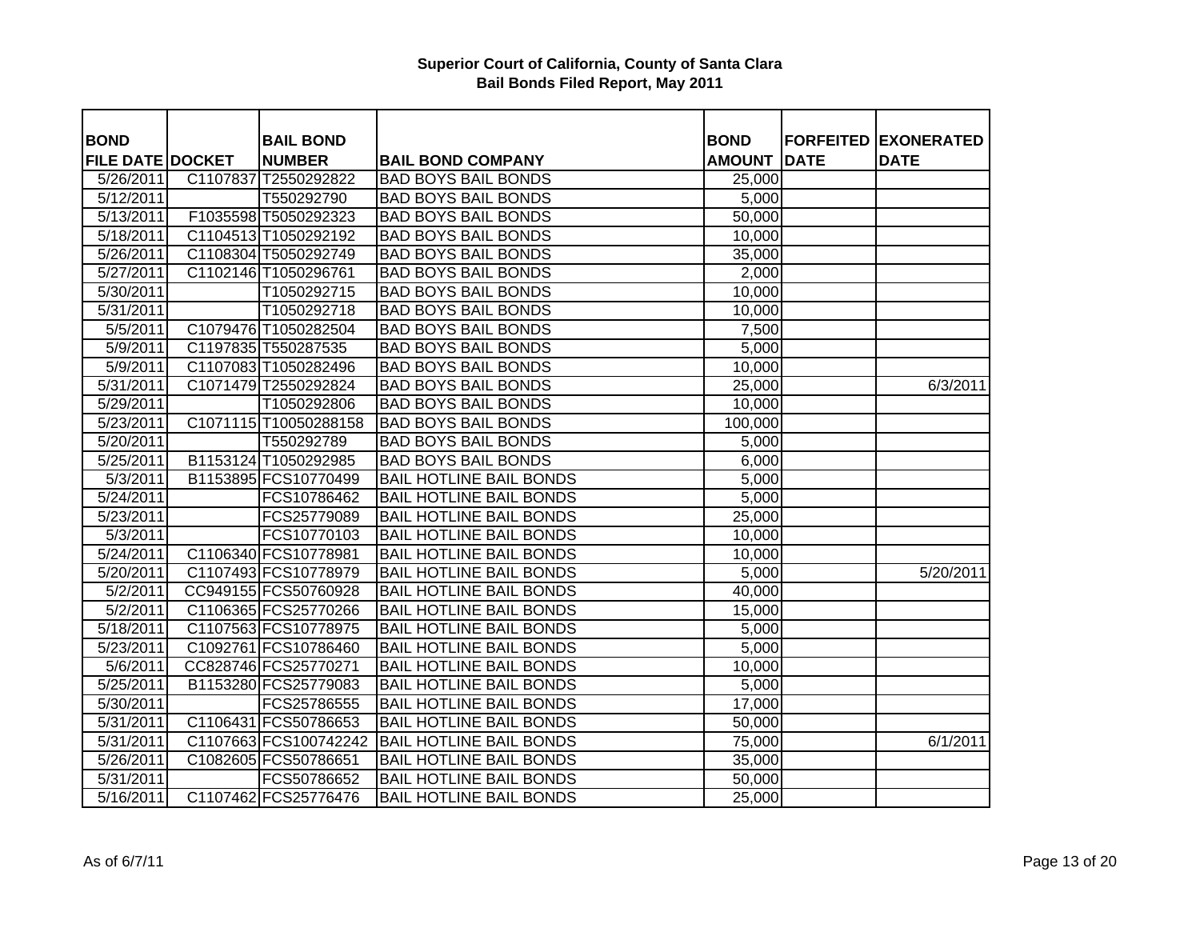**Superior Court of California, County of Santa Clara**
**Bail Bonds Filed Report, May 2011**

| BOND FILE DATE | DOCKET | BAIL BOND NUMBER | BAIL BOND COMPANY | BOND AMOUNT | FORFEITED DATE | EXONERATED DATE |
|---|---|---|---|---|---|---|
| 5/26/2011 | C1107837 | T2550292822 | BAD BOYS BAIL BONDS | 25,000 | | |
| 5/12/2011 | | T550292790 | BAD BOYS BAIL BONDS | 5,000 | | |
| 5/13/2011 | F1035598 | T5050292323 | BAD BOYS BAIL BONDS | 50,000 | | |
| 5/18/2011 | C1104513 | T1050292192 | BAD BOYS BAIL BONDS | 10,000 | | |
| 5/26/2011 | C1108304 | T5050292749 | BAD BOYS BAIL BONDS | 35,000 | | |
| 5/27/2011 | C1102146 | T1050296761 | BAD BOYS BAIL BONDS | 2,000 | | |
| 5/30/2011 | | T1050292715 | BAD BOYS BAIL BONDS | 10,000 | | |
| 5/31/2011 | | T1050292718 | BAD BOYS BAIL BONDS | 10,000 | | |
| 5/5/2011 | C1079476 | T1050282504 | BAD BOYS BAIL BONDS | 7,500 | | |
| 5/9/2011 | C1197835 | T550287535 | BAD BOYS BAIL BONDS | 5,000 | | |
| 5/9/2011 | C1107083 | T1050282496 | BAD BOYS BAIL BONDS | 10,000 | | |
| 5/31/2011 | C1071479 | T2550292824 | BAD BOYS BAIL BONDS | 25,000 | | 6/3/2011 |
| 5/29/2011 | | T1050292806 | BAD BOYS BAIL BONDS | 10,000 | | |
| 5/23/2011 | C1071115 | T10050288158 | BAD BOYS BAIL BONDS | 100,000 | | |
| 5/20/2011 | | T550292789 | BAD BOYS BAIL BONDS | 5,000 | | |
| 5/25/2011 | B1153124 | T1050292985 | BAD BOYS BAIL BONDS | 6,000 | | |
| 5/3/2011 | B1153895 | FCS10770499 | BAIL HOTLINE BAIL BONDS | 5,000 | | |
| 5/24/2011 | | FCS10786462 | BAIL HOTLINE BAIL BONDS | 5,000 | | |
| 5/23/2011 | | FCS25779089 | BAIL HOTLINE BAIL BONDS | 25,000 | | |
| 5/3/2011 | | FCS10770103 | BAIL HOTLINE BAIL BONDS | 10,000 | | |
| 5/24/2011 | C1106340 | FCS10778981 | BAIL HOTLINE BAIL BONDS | 10,000 | | |
| 5/20/2011 | C1107493 | FCS10778979 | BAIL HOTLINE BAIL BONDS | 5,000 | | 5/20/2011 |
| 5/2/2011 | CC949155 | FCS50760928 | BAIL HOTLINE BAIL BONDS | 40,000 | | |
| 5/2/2011 | C1106365 | FCS25770266 | BAIL HOTLINE BAIL BONDS | 15,000 | | |
| 5/18/2011 | C1107563 | FCS10778975 | BAIL HOTLINE BAIL BONDS | 5,000 | | |
| 5/23/2011 | C1092761 | FCS10786460 | BAIL HOTLINE BAIL BONDS | 5,000 | | |
| 5/6/2011 | CC828746 | FCS25770271 | BAIL HOTLINE BAIL BONDS | 10,000 | | |
| 5/25/2011 | B1153280 | FCS25779083 | BAIL HOTLINE BAIL BONDS | 5,000 | | |
| 5/30/2011 | | FCS25786555 | BAIL HOTLINE BAIL BONDS | 17,000 | | |
| 5/31/2011 | C1106431 | FCS50786653 | BAIL HOTLINE BAIL BONDS | 50,000 | | |
| 5/31/2011 | C1107663 | FCS100742242 | BAIL HOTLINE BAIL BONDS | 75,000 | | 6/1/2011 |
| 5/26/2011 | C1082605 | FCS50786651 | BAIL HOTLINE BAIL BONDS | 35,000 | | |
| 5/31/2011 | | FCS50786652 | BAIL HOTLINE BAIL BONDS | 50,000 | | |
| 5/16/2011 | C1107462 | FCS25776476 | BAIL HOTLINE BAIL BONDS | 25,000 | | |

As of 6/7/11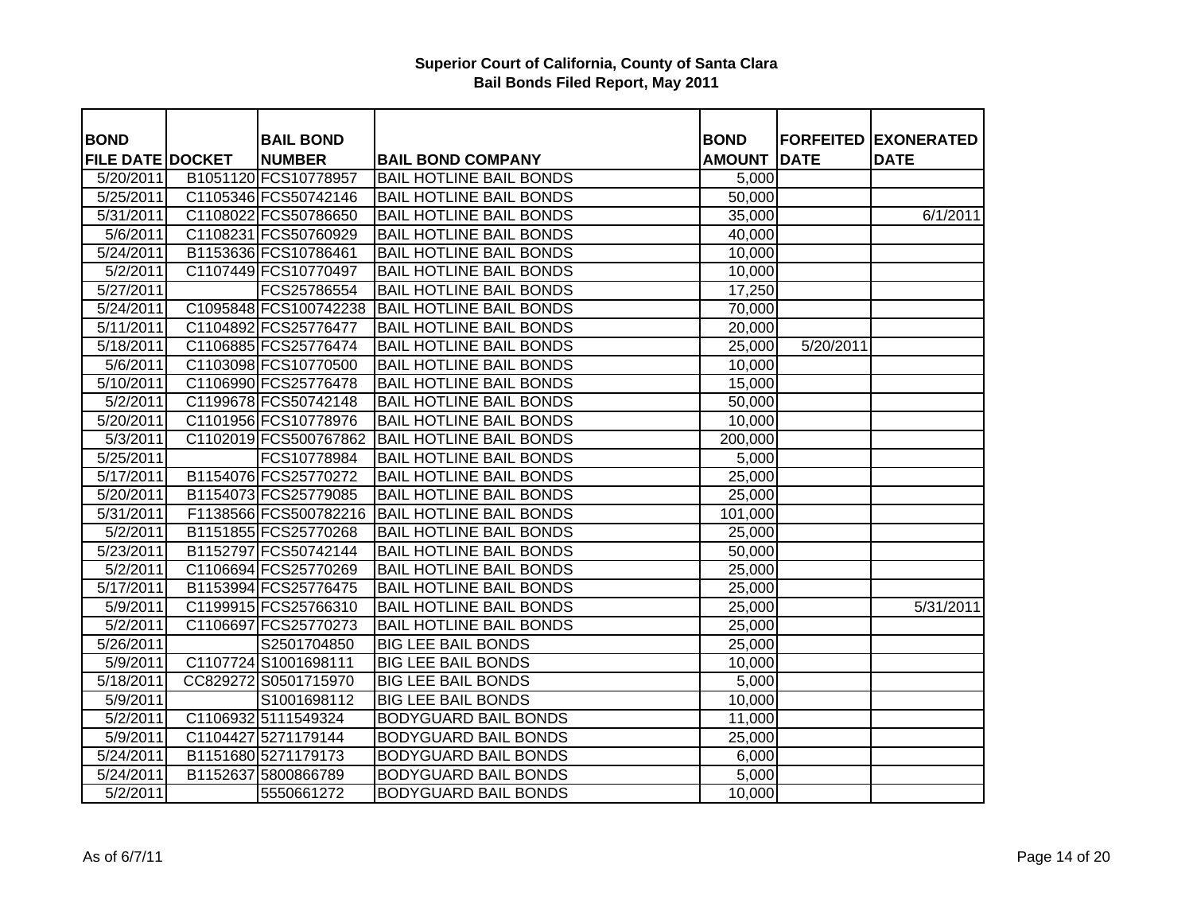**Superior Court of California, County of Santa Clara**
**Bail Bonds Filed Report, May 2011**

| BOND FILE DATE | DOCKET | BAIL BOND NUMBER | BAIL BOND COMPANY | BOND AMOUNT | FORFEITED DATE | EXONERATED DATE |
|---|---|---|---|---|---|---|
| 5/20/2011 | B1051120 | FCS10778957 | BAIL HOTLINE BAIL BONDS | 5,000 | | |
| 5/25/2011 | C1105346 | FCS50742146 | BAIL HOTLINE BAIL BONDS | 50,000 | | |
| 5/31/2011 | C1108022 | FCS50786650 | BAIL HOTLINE BAIL BONDS | 35,000 | | 6/1/2011 |
| 5/6/2011 | C1108231 | FCS50760929 | BAIL HOTLINE BAIL BONDS | 40,000 | | |
| 5/24/2011 | B1153636 | FCS10786461 | BAIL HOTLINE BAIL BONDS | 10,000 | | |
| 5/2/2011 | C1107449 | FCS10770497 | BAIL HOTLINE BAIL BONDS | 10,000 | | |
| 5/27/2011 | | FCS25786554 | BAIL HOTLINE BAIL BONDS | 17,250 | | |
| 5/24/2011 | C1095848 | FCS100742238 | BAIL HOTLINE BAIL BONDS | 70,000 | | |
| 5/11/2011 | C1104892 | FCS25776477 | BAIL HOTLINE BAIL BONDS | 20,000 | | |
| 5/18/2011 | C1106885 | FCS25776474 | BAIL HOTLINE BAIL BONDS | 25,000 | 5/20/2011 | |
| 5/6/2011 | C1103098 | FCS10770500 | BAIL HOTLINE BAIL BONDS | 10,000 | | |
| 5/10/2011 | C1106990 | FCS25776478 | BAIL HOTLINE BAIL BONDS | 15,000 | | |
| 5/2/2011 | C1199678 | FCS50742148 | BAIL HOTLINE BAIL BONDS | 50,000 | | |
| 5/20/2011 | C1101956 | FCS10778976 | BAIL HOTLINE BAIL BONDS | 10,000 | | |
| 5/3/2011 | C1102019 | FCS500767862 | BAIL HOTLINE BAIL BONDS | 200,000 | | |
| 5/25/2011 | | FCS10778984 | BAIL HOTLINE BAIL BONDS | 5,000 | | |
| 5/17/2011 | B1154076 | FCS25770272 | BAIL HOTLINE BAIL BONDS | 25,000 | | |
| 5/20/2011 | B1154073 | FCS25779085 | BAIL HOTLINE BAIL BONDS | 25,000 | | |
| 5/31/2011 | F1138566 | FCS500782216 | BAIL HOTLINE BAIL BONDS | 101,000 | | |
| 5/2/2011 | B1151855 | FCS25770268 | BAIL HOTLINE BAIL BONDS | 25,000 | | |
| 5/23/2011 | B1152797 | FCS50742144 | BAIL HOTLINE BAIL BONDS | 50,000 | | |
| 5/2/2011 | C1106694 | FCS25770269 | BAIL HOTLINE BAIL BONDS | 25,000 | | |
| 5/17/2011 | B1153994 | FCS25776475 | BAIL HOTLINE BAIL BONDS | 25,000 | | |
| 5/9/2011 | C1199915 | FCS25766310 | BAIL HOTLINE BAIL BONDS | 25,000 | | 5/31/2011 |
| 5/2/2011 | C1106697 | FCS25770273 | BAIL HOTLINE BAIL BONDS | 25,000 | | |
| 5/26/2011 | | S2501704850 | BIG LEE BAIL BONDS | 25,000 | | |
| 5/9/2011 | C1107724 | S1001698111 | BIG LEE BAIL BONDS | 10,000 | | |
| 5/18/2011 | CC829272 | S0501715970 | BIG LEE BAIL BONDS | 5,000 | | |
| 5/9/2011 | | S1001698112 | BIG LEE BAIL BONDS | 10,000 | | |
| 5/2/2011 | C1106932 | 5111549324 | BODYGUARD BAIL BONDS | 11,000 | | |
| 5/9/2011 | C1104427 | 5271179144 | BODYGUARD BAIL BONDS | 25,000 | | |
| 5/24/2011 | B1151680 | 5271179173 | BODYGUARD BAIL BONDS | 6,000 | | |
| 5/24/2011 | B1152637 | 5800866789 | BODYGUARD BAIL BONDS | 5,000 | | |
| 5/2/2011 | | 5550661272 | BODYGUARD BAIL BONDS | 10,000 | | |

As of 6/7/11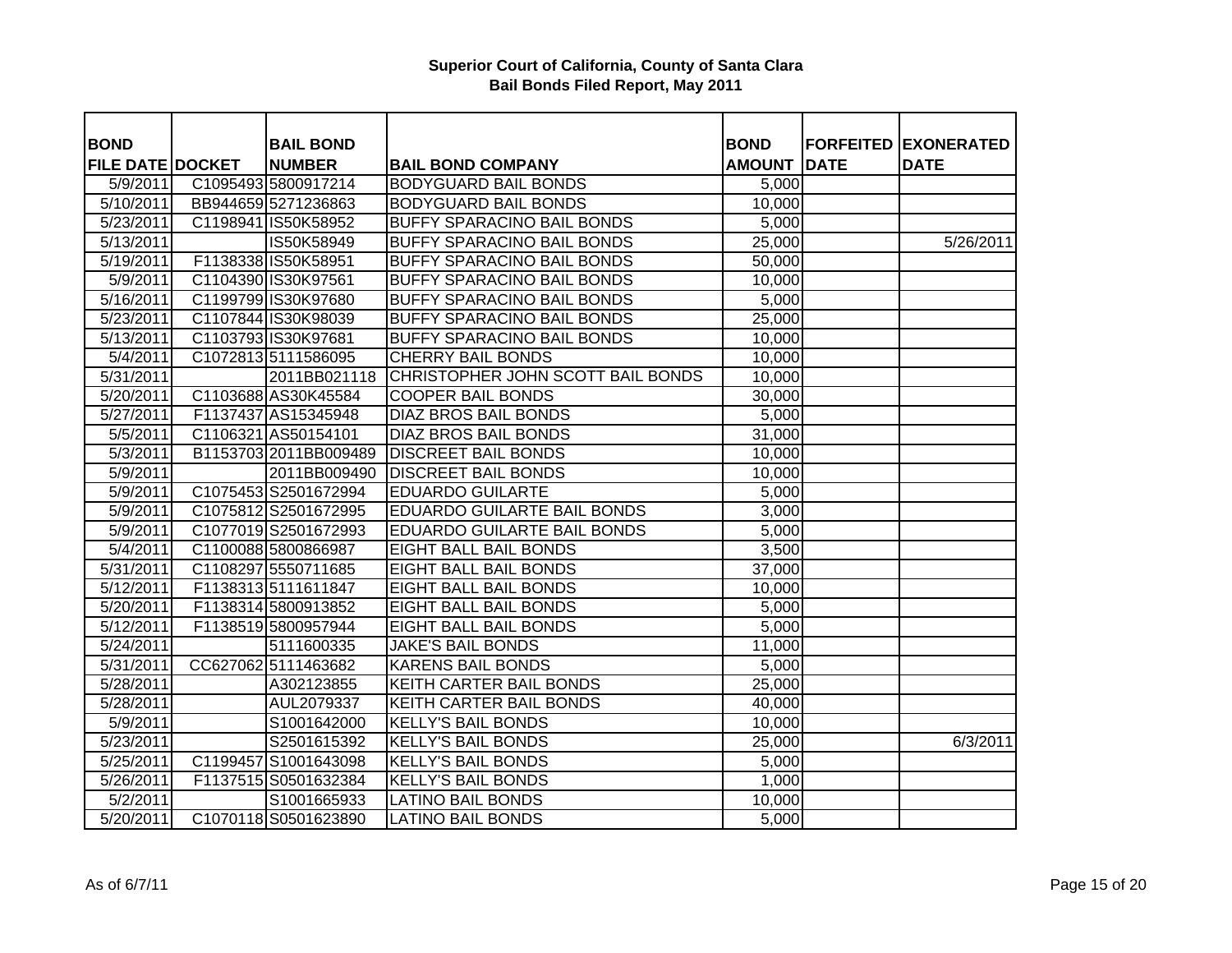# Superior Court of California, County of Santa Clara
## Bail Bonds Filed Report, May 2011

| BOND FILE DATE | DOCKET | BAIL BOND NUMBER | BAIL BOND COMPANY | BOND AMOUNT | FORFEITED DATE | EXONERATED DATE |
|---|---|---|---|---|---|---|
| 5/9/2011 | C1095493 | 5800917214 | BODYGUARD BAIL BONDS | 5,000 | | |
| 5/10/2011 | BB944659 | 5271236863 | BODYGUARD BAIL BONDS | 10,000 | | |
| 5/23/2011 | C1198941 | IS50K58952 | BUFFY SPARACINO BAIL BONDS | 5,000 | | |
| 5/13/2011 | | IS50K58949 | BUFFY SPARACINO BAIL BONDS | 25,000 | | 5/26/2011 |
| 5/19/2011 | F1138338 | IS50K58951 | BUFFY SPARACINO BAIL BONDS | 50,000 | | |
| 5/9/2011 | C1104390 | IS30K97561 | BUFFY SPARACINO BAIL BONDS | 10,000 | | |
| 5/16/2011 | C1199799 | IS30K97680 | BUFFY SPARACINO BAIL BONDS | 5,000 | | |
| 5/23/2011 | C1107844 | IS30K98039 | BUFFY SPARACINO BAIL BONDS | 25,000 | | |
| 5/13/2011 | C1103793 | IS30K97681 | BUFFY SPARACINO BAIL BONDS | 10,000 | | |
| 5/4/2011 | C1072813 | 5111586095 | CHERRY BAIL BONDS | 10,000 | | |
| 5/31/2011 | | 2011BB021118 | CHRISTOPHER JOHN SCOTT BAIL BONDS | 10,000 | | |
| 5/20/2011 | C1103688 | AS30K45584 | COOPER BAIL BONDS | 30,000 | | |
| 5/27/2011 | F1137437 | AS15345948 | DIAZ BROS BAIL BONDS | 5,000 | | |
| 5/5/2011 | C1106321 | AS50154101 | DIAZ BROS BAIL BONDS | 31,000 | | |
| 5/3/2011 | B1153703 | 2011BB009489 | DISCREET BAIL BONDS | 10,000 | | |
| 5/9/2011 | | 2011BB009490 | DISCREET BAIL BONDS | 10,000 | | |
| 5/9/2011 | C1075453 | S2501672994 | EDUARDO GUILARTE | 5,000 | | |
| 5/9/2011 | C1075812 | S2501672995 | EDUARDO GUILARTE BAIL BONDS | 3,000 | | |
| 5/9/2011 | C1077019 | S2501672993 | EDUARDO GUILARTE BAIL BONDS | 5,000 | | |
| 5/4/2011 | C1100088 | 5800866987 | EIGHT BALL BAIL BONDS | 3,500 | | |
| 5/31/2011 | C1108297 | 5550711685 | EIGHT BALL BAIL BONDS | 37,000 | | |
| 5/12/2011 | F1138313 | 5111611847 | EIGHT BALL BAIL BONDS | 10,000 | | |
| 5/20/2011 | F1138314 | 5800913852 | EIGHT BALL BAIL BONDS | 5,000 | | |
| 5/12/2011 | F1138519 | 5800957944 | EIGHT BALL BAIL BONDS | 5,000 | | |
| 5/24/2011 | | 5111600335 | JAKE'S BAIL BONDS | 11,000 | | |
| 5/31/2011 | CC627062 | 5111463682 | KARENS BAIL BONDS | 5,000 | | |
| 5/28/2011 | | A302123855 | KEITH CARTER BAIL BONDS | 25,000 | | |
| 5/28/2011 | | AUL2079337 | KEITH CARTER BAIL BONDS | 40,000 | | |
| 5/9/2011 | | S1001642000 | KELLY'S BAIL BONDS | 10,000 | | |
| 5/23/2011 | | S2501615392 | KELLY'S BAIL BONDS | 25,000 | | 6/3/2011 |
| 5/25/2011 | C1199457 | S1001643098 | KELLY'S BAIL BONDS | 5,000 | | |
| 5/26/2011 | F1137515 | S0501632384 | KELLY'S BAIL BONDS | 1,000 | | |
| 5/2/2011 | | S1001665933 | LATINO BAIL BONDS | 10,000 | | |
| 5/20/2011 | C1070118 | S0501623890 | LATINO BAIL BONDS | 5,000 | | |

As of 6/7/11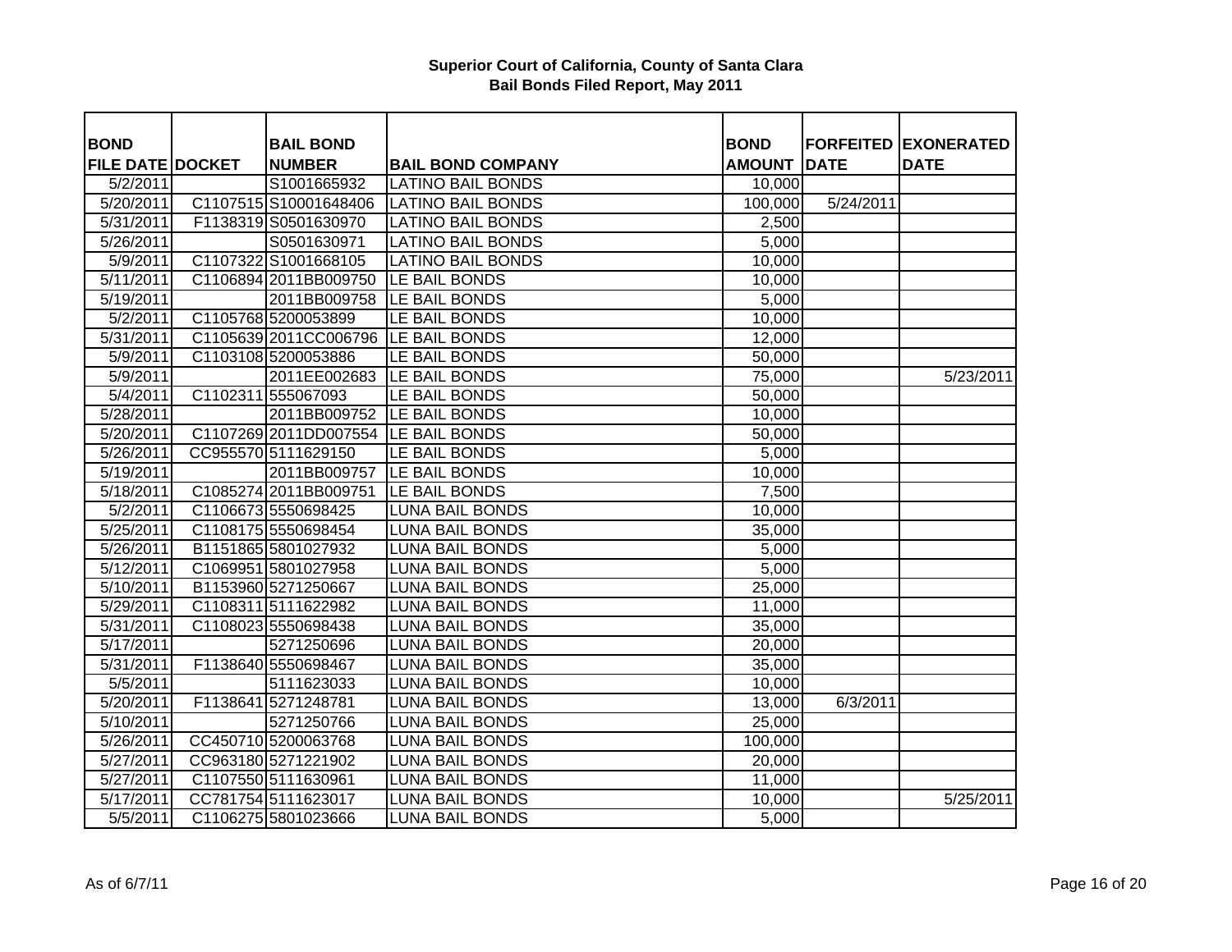**Superior Court of California, County of Santa Clara**
**Bail Bonds Filed Report, May 2011**

| BOND FILE DATE | DOCKET | BAIL BOND NUMBER | BAIL BOND COMPANY | BOND AMOUNT | FORFEITED DATE | EXONERATED DATE |
|---|---|---|---|---|---|---|
| 5/2/2011 | | S1001665932 | LATINO BAIL BONDS | 10,000 | | |
| 5/20/2011 | C1107515 | S10001648406 | LATINO BAIL BONDS | 100,000 | 5/24/2011 | |
| 5/31/2011 | F1138319 | S0501630970 | LATINO BAIL BONDS | 2,500 | | |
| 5/26/2011 | | S0501630971 | LATINO BAIL BONDS | 5,000 | | |
| 5/9/2011 | C1107322 | S1001668105 | LATINO BAIL BONDS | 10,000 | | |
| 5/11/2011 | C1106894 | 2011BB009750 | LE BAIL BONDS | 10,000 | | |
| 5/19/2011 | | 2011BB009758 | LE BAIL BONDS | 5,000 | | |
| 5/2/2011 | C1105768 | 5200053899 | LE BAIL BONDS | 10,000 | | |
| 5/31/2011 | C1105639 | 2011CC006796 | LE BAIL BONDS | 12,000 | | |
| 5/9/2011 | C1103108 | 5200053886 | LE BAIL BONDS | 50,000 | | |
| 5/9/2011 | | 2011EE002683 | LE BAIL BONDS | 75,000 | | 5/23/2011 |
| 5/4/2011 | C1102311 | 555067093 | LE BAIL BONDS | 50,000 | | |
| 5/28/2011 | | 2011BB009752 | LE BAIL BONDS | 10,000 | | |
| 5/20/2011 | C1107269 | 2011DD007554 | LE BAIL BONDS | 50,000 | | |
| 5/26/2011 | CC955570 | 5111629150 | LE BAIL BONDS | 5,000 | | |
| 5/19/2011 | | 2011BB009757 | LE BAIL BONDS | 10,000 | | |
| 5/18/2011 | C1085274 | 2011BB009751 | LE BAIL BONDS | 7,500 | | |
| 5/2/2011 | C1106673 | 5550698425 | LUNA BAIL BONDS | 10,000 | | |
| 5/25/2011 | C1108175 | 5550698454 | LUNA BAIL BONDS | 35,000 | | |
| 5/26/2011 | B1151865 | 5801027932 | LUNA BAIL BONDS | 5,000 | | |
| 5/12/2011 | C1069951 | 5801027958 | LUNA BAIL BONDS | 5,000 | | |
| 5/10/2011 | B1153960 | 5271250667 | LUNA BAIL BONDS | 25,000 | | |
| 5/29/2011 | C1108311 | 5111622982 | LUNA BAIL BONDS | 11,000 | | |
| 5/31/2011 | C1108023 | 5550698438 | LUNA BAIL BONDS | 35,000 | | |
| 5/17/2011 | | 5271250696 | LUNA BAIL BONDS | 20,000 | | |
| 5/31/2011 | F1138640 | 5550698467 | LUNA BAIL BONDS | 35,000 | | |
| 5/5/2011 | | 5111623033 | LUNA BAIL BONDS | 10,000 | | |
| 5/20/2011 | F1138641 | 5271248781 | LUNA BAIL BONDS | 13,000 | 6/3/2011 | |
| 5/10/2011 | | 5271250766 | LUNA BAIL BONDS | 25,000 | | |
| 5/26/2011 | CC450710 | 5200063768 | LUNA BAIL BONDS | 100,000 | | |
| 5/27/2011 | CC963180 | 5271221902 | LUNA BAIL BONDS | 20,000 | | |
| 5/27/2011 | C1107550 | 5111630961 | LUNA BAIL BONDS | 11,000 | | |
| 5/17/2011 | CC781754 | 5111623017 | LUNA BAIL BONDS | 10,000 | | 5/25/2011 |
| 5/5/2011 | C1106275 | 5801023666 | LUNA BAIL BONDS | 5,000 | | |

As of 6/7/11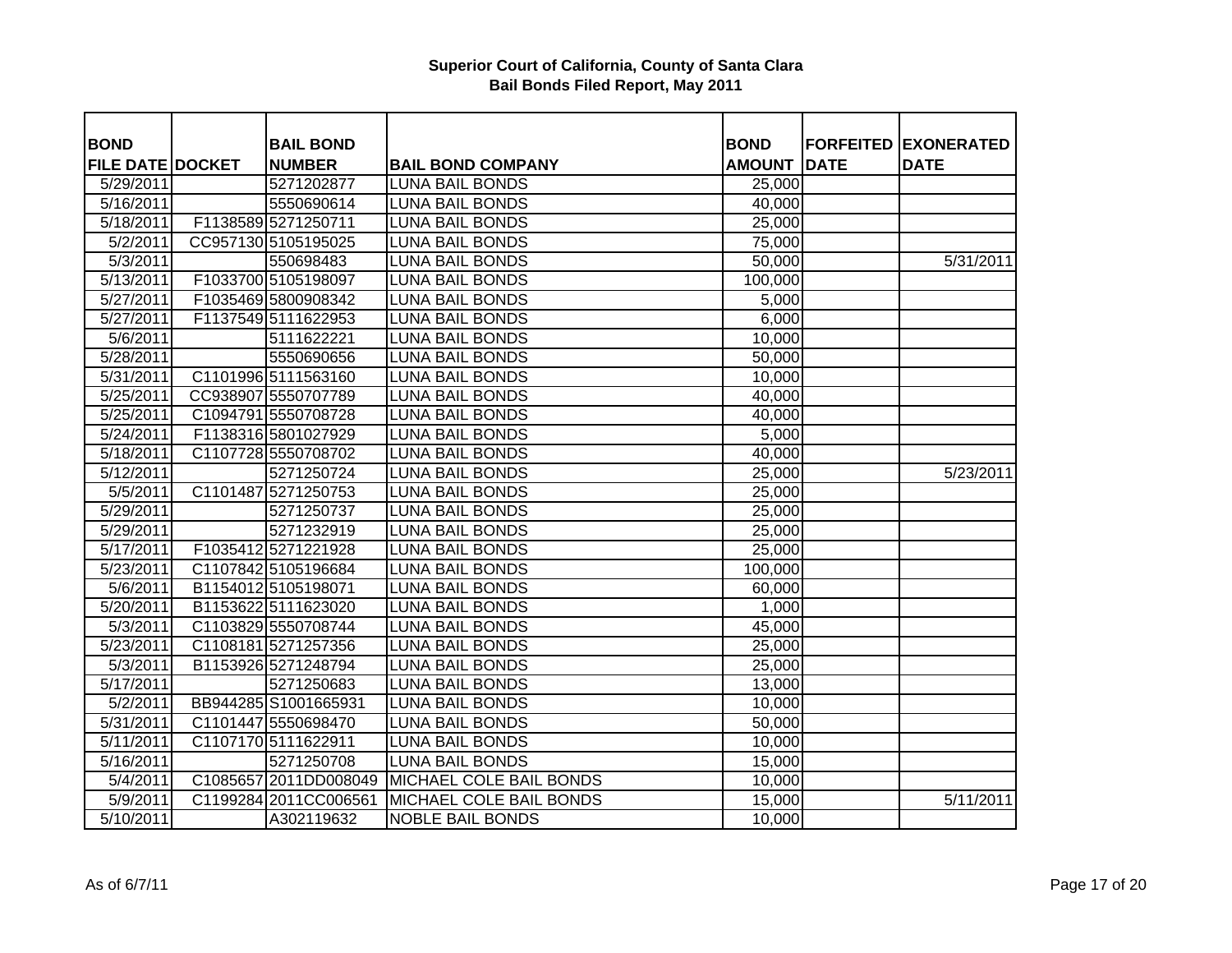**Superior Court of California, County of Santa Clara**
**Bail Bonds Filed Report, May 2011**

| BOND FILE DATE | DOCKET | BAIL BOND NUMBER | BAIL BOND COMPANY | BOND AMOUNT | FORFEITED DATE | EXONERATED DATE |
|---|---|---|---|---|---|---|
| 5/29/2011 | | 5271202877 | LUNA BAIL BONDS | 25,000 | | |
| 5/16/2011 | | 5550690614 | LUNA BAIL BONDS | 40,000 | | |
| 5/18/2011 | F1138589 | 5271250711 | LUNA BAIL BONDS | 25,000 | | |
| 5/2/2011 | CC957130 | 5105195025 | LUNA BAIL BONDS | 75,000 | | |
| 5/3/2011 | | 550698483 | LUNA BAIL BONDS | 50,000 | | 5/31/2011 |
| 5/13/2011 | F1033700 | 5105198097 | LUNA BAIL BONDS | 100,000 | | |
| 5/27/2011 | F1035469 | 5800908342 | LUNA BAIL BONDS | 5,000 | | |
| 5/27/2011 | F1137549 | 5111622953 | LUNA BAIL BONDS | 6,000 | | |
| 5/6/2011 | | 5111622221 | LUNA BAIL BONDS | 10,000 | | |
| 5/28/2011 | | 5550690656 | LUNA BAIL BONDS | 50,000 | | |
| 5/31/2011 | C1101996 | 5111563160 | LUNA BAIL BONDS | 10,000 | | |
| 5/25/2011 | CC938907 | 5550707789 | LUNA BAIL BONDS | 40,000 | | |
| 5/25/2011 | C1094791 | 5550708728 | LUNA BAIL BONDS | 40,000 | | |
| 5/24/2011 | F1138316 | 5801027929 | LUNA BAIL BONDS | 5,000 | | |
| 5/18/2011 | C1107728 | 5550708702 | LUNA BAIL BONDS | 40,000 | | |
| 5/12/2011 | | 5271250724 | LUNA BAIL BONDS | 25,000 | | 5/23/2011 |
| 5/5/2011 | C1101487 | 5271250753 | LUNA BAIL BONDS | 25,000 | | |
| 5/29/2011 | | 5271250737 | LUNA BAIL BONDS | 25,000 | | |
| 5/29/2011 | | 5271232919 | LUNA BAIL BONDS | 25,000 | | |
| 5/17/2011 | F1035412 | 5271221928 | LUNA BAIL BONDS | 25,000 | | |
| 5/23/2011 | C1107842 | 5105196684 | LUNA BAIL BONDS | 100,000 | | |
| 5/6/2011 | B1154012 | 5105198071 | LUNA BAIL BONDS | 60,000 | | |
| 5/20/2011 | B1153622 | 5111623020 | LUNA BAIL BONDS | 1,000 | | |
| 5/3/2011 | C1103829 | 5550708744 | LUNA BAIL BONDS | 45,000 | | |
| 5/23/2011 | C1108181 | 5271257356 | LUNA BAIL BONDS | 25,000 | | |
| 5/3/2011 | B1153926 | 5271248794 | LUNA BAIL BONDS | 25,000 | | |
| 5/17/2011 | | 5271250683 | LUNA BAIL BONDS | 13,000 | | |
| 5/2/2011 | BB944285 | S1001665931 | LUNA BAIL BONDS | 10,000 | | |
| 5/31/2011 | C1101447 | 5550698470 | LUNA BAIL BONDS | 50,000 | | |
| 5/11/2011 | C1107170 | 5111622911 | LUNA BAIL BONDS | 10,000 | | |
| 5/16/2011 | | 5271250708 | LUNA BAIL BONDS | 15,000 | | |
| 5/4/2011 | C1085657 | 2011DD008049 | MICHAEL COLE BAIL BONDS | 10,000 | | |
| 5/9/2011 | C1199284 | 2011CC006561 | MICHAEL COLE BAIL BONDS | 15,000 | | 5/11/2011 |
| 5/10/2011 | | A302119632 | NOBLE BAIL BONDS | 10,000 | | |

As of 6/7/11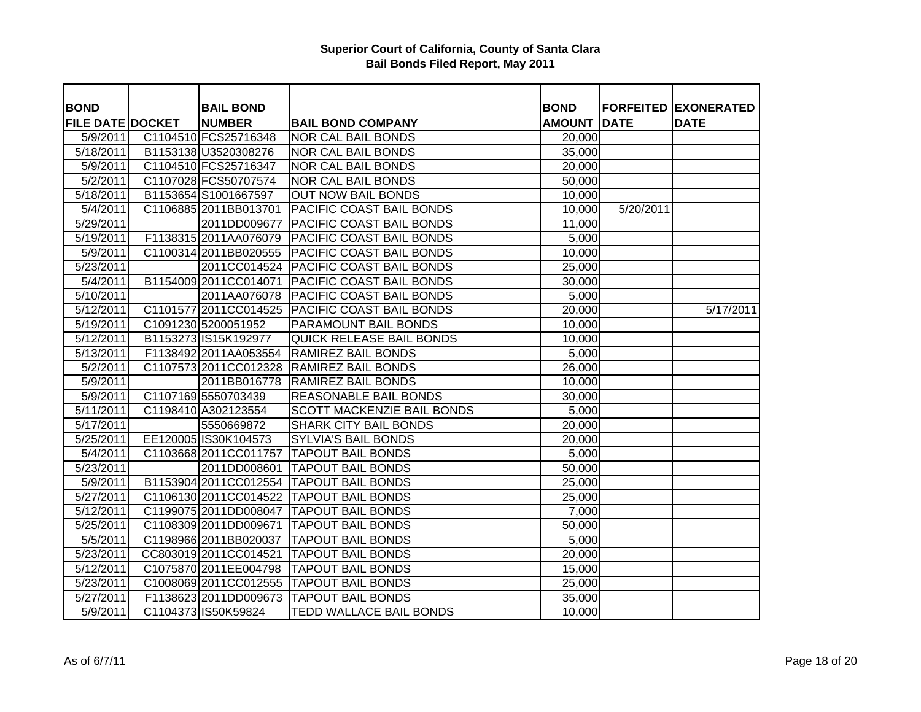**Superior Court of California, County of Santa Clara**
**Bail Bonds Filed Report, May 2011**

| BOND FILE DATE | DOCKET | BAIL BOND NUMBER | BAIL BOND COMPANY | BOND AMOUNT | FORFEITED DATE | EXONERATED DATE |
|---|---|---|---|---|---|---|
| 5/9/2011 | C1104510 | FCS25716348 | NOR CAL BAIL BONDS | 20,000 | | |
| 5/18/2011 | B1153138 | U3520308276 | NOR CAL BAIL BONDS | 35,000 | | |
| 5/9/2011 | C1104510 | FCS25716347 | NOR CAL BAIL BONDS | 20,000 | | |
| 5/2/2011 | C1107028 | FCS50707574 | NOR CAL BAIL BONDS | 50,000 | | |
| 5/18/2011 | B1153654 | S1001667597 | OUT NOW BAIL BONDS | 10,000 | | |
| 5/4/2011 | C1106885 | 2011BB013701 | PACIFIC COAST BAIL BONDS | 10,000 | 5/20/2011 | |
| 5/29/2011 | | 2011DD009677 | PACIFIC COAST BAIL BONDS | 11,000 | | |
| 5/19/2011 | F1138315 | 2011AA076079 | PACIFIC COAST BAIL BONDS | 5,000 | | |
| 5/9/2011 | C1100314 | 2011BB020555 | PACIFIC COAST BAIL BONDS | 10,000 | | |
| 5/23/2011 | | 2011CC014524 | PACIFIC COAST BAIL BONDS | 25,000 | | |
| 5/4/2011 | B1154009 | 2011CC014071 | PACIFIC COAST BAIL BONDS | 30,000 | | |
| 5/10/2011 | | 2011AA076078 | PACIFIC COAST BAIL BONDS | 5,000 | | |
| 5/12/2011 | C1101577 | 2011CC014525 | PACIFIC COAST BAIL BONDS | 20,000 | | 5/17/2011 |
| 5/19/2011 | C1091230 | 5200051952 | PARAMOUNT BAIL BONDS | 10,000 | | |
| 5/12/2011 | B1153273 | IS15K192977 | QUICK RELEASE BAIL BONDS | 10,000 | | |
| 5/13/2011 | F1138492 | 2011AA053554 | RAMIREZ BAIL BONDS | 5,000 | | |
| 5/2/2011 | C1107573 | 2011CC012328 | RAMIREZ BAIL BONDS | 26,000 | | |
| 5/9/2011 | | 2011BB016778 | RAMIREZ BAIL BONDS | 10,000 | | |
| 5/9/2011 | C1107169 | 5550703439 | REASONABLE BAIL BONDS | 30,000 | | |
| 5/11/2011 | C1198410 | A302123554 | SCOTT MACKENZIE BAIL BONDS | 5,000 | | |
| 5/17/2011 | | 5550669872 | SHARK CITY BAIL BONDS | 20,000 | | |
| 5/25/2011 | EE120005 | IS30K104573 | SYLVIA'S BAIL BONDS | 20,000 | | |
| 5/4/2011 | C1103668 | 2011CC011757 | TAPOUT BAIL BONDS | 5,000 | | |
| 5/23/2011 | | 2011DD008601 | TAPOUT BAIL BONDS | 50,000 | | |
| 5/9/2011 | B1153904 | 2011CC012554 | TAPOUT BAIL BONDS | 25,000 | | |
| 5/27/2011 | C1106130 | 2011CC014522 | TAPOUT BAIL BONDS | 25,000 | | |
| 5/12/2011 | C1199075 | 2011DD008047 | TAPOUT BAIL BONDS | 7,000 | | |
| 5/25/2011 | C1108309 | 2011DD009671 | TAPOUT BAIL BONDS | 50,000 | | |
| 5/5/2011 | C1198966 | 2011BB020037 | TAPOUT BAIL BONDS | 5,000 | | |
| 5/23/2011 | CC803019 | 2011CC014521 | TAPOUT BAIL BONDS | 20,000 | | |
| 5/12/2011 | C1075870 | 2011EE004798 | TAPOUT BAIL BONDS | 15,000 | | |
| 5/23/2011 | C1008069 | 2011CC012555 | TAPOUT BAIL BONDS | 25,000 | | |
| 5/27/2011 | F1138623 | 2011DD009673 | TAPOUT BAIL BONDS | 35,000 | | |
| 5/9/2011 | C1104373 | IS50K59824 | TEDD WALLACE BAIL BONDS | 10,000 | | |

As of 6/7/11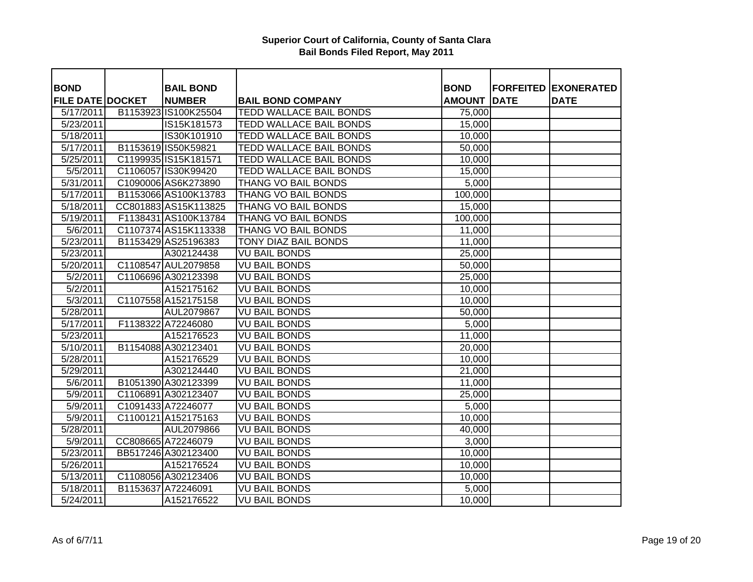**Superior Court of California, County of Santa Clara**
**Bail Bonds Filed Report, May 2011**

| BOND FILE DATE | DOCKET | BAIL BOND NUMBER | BAIL BOND COMPANY | BOND AMOUNT | FORFEITED DATE | EXONERATED DATE |
|---|---|---|---|---|---|---|
| 5/17/2011 | B1153923 | IS100K25504 | TEDD WALLACE BAIL BONDS | 75,000 | | |
| 5/23/2011 | | IS15K181573 | TEDD WALLACE BAIL BONDS | 15,000 | | |
| 5/18/2011 | | IS30K101910 | TEDD WALLACE BAIL BONDS | 10,000 | | |
| 5/17/2011 | B1153619 | IS50K59821 | TEDD WALLACE BAIL BONDS | 50,000 | | |
| 5/25/2011 | C1199935 | IS15K181571 | TEDD WALLACE BAIL BONDS | 10,000 | | |
| 5/5/2011 | C1106057 | IS30K99420 | TEDD WALLACE BAIL BONDS | 15,000 | | |
| 5/31/2011 | C1090006 | AS6K273890 | THANG VO BAIL BONDS | 5,000 | | |
| 5/17/2011 | B1153066 | AS100K13783 | THANG VO BAIL BONDS | 100,000 | | |
| 5/18/2011 | CC801883 | AS15K113825 | THANG VO BAIL BONDS | 15,000 | | |
| 5/19/2011 | F1138431 | AS100K13784 | THANG VO BAIL BONDS | 100,000 | | |
| 5/6/2011 | C1107374 | AS15K113338 | THANG VO BAIL BONDS | 11,000 | | |
| 5/23/2011 | B1153429 | AS25196383 | TONY DIAZ BAIL BONDS | 11,000 | | |
| 5/23/2011 | | A302124438 | VU BAIL BONDS | 25,000 | | |
| 5/20/2011 | C1108547 | AUL2079858 | VU BAIL BONDS | 50,000 | | |
| 5/2/2011 | C1106696 | A302123398 | VU BAIL BONDS | 25,000 | | |
| 5/2/2011 | | A152175162 | VU BAIL BONDS | 10,000 | | |
| 5/3/2011 | C1107558 | A152175158 | VU BAIL BONDS | 10,000 | | |
| 5/28/2011 | | AUL2079867 | VU BAIL BONDS | 50,000 | | |
| 5/17/2011 | F1138322 | A72246080 | VU BAIL BONDS | 5,000 | | |
| 5/23/2011 | | A152176523 | VU BAIL BONDS | 11,000 | | |
| 5/10/2011 | B1154088 | A302123401 | VU BAIL BONDS | 20,000 | | |
| 5/28/2011 | | A152176529 | VU BAIL BONDS | 10,000 | | |
| 5/29/2011 | | A302124440 | VU BAIL BONDS | 21,000 | | |
| 5/6/2011 | B1051390 | A302123399 | VU BAIL BONDS | 11,000 | | |
| 5/9/2011 | C1106891 | A302123407 | VU BAIL BONDS | 25,000 | | |
| 5/9/2011 | C1091433 | A72246077 | VU BAIL BONDS | 5,000 | | |
| 5/9/2011 | C1100121 | A152175163 | VU BAIL BONDS | 10,000 | | |
| 5/28/2011 | | AUL2079866 | VU BAIL BONDS | 40,000 | | |
| 5/9/2011 | CC808665 | A72246079 | VU BAIL BONDS | 3,000 | | |
| 5/23/2011 | BB517246 | A302123400 | VU BAIL BONDS | 10,000 | | |
| 5/26/2011 | | A152176524 | VU BAIL BONDS | 10,000 | | |
| 5/13/2011 | C1108056 | A302123406 | VU BAIL BONDS | 10,000 | | |
| 5/18/2011 | B1153637 | A72246091 | VU BAIL BONDS | 5,000 | | |
| 5/24/2011 | | A152176522 | VU BAIL BONDS | 10,000 | | |

As of 6/7/11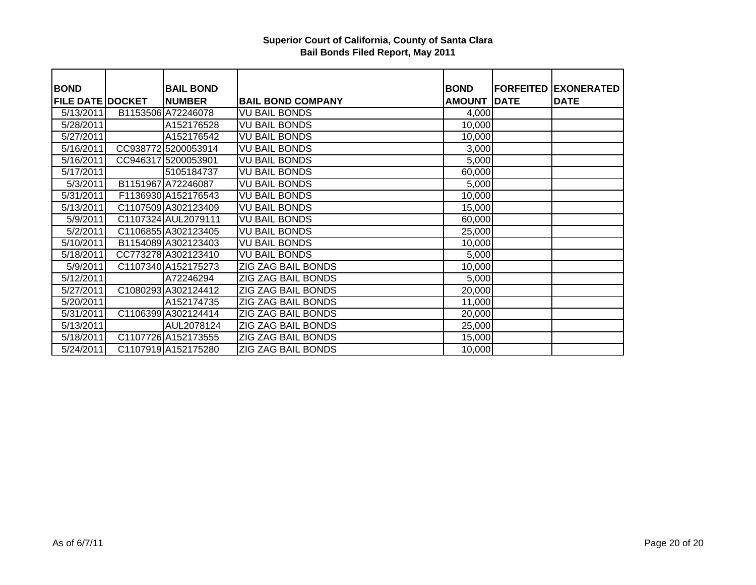# Superior Court of California, County of Santa Clara
## Bail Bonds Filed Report, May 2011

| BOND FILE DATE | DOCKET | BAIL BOND NUMBER | BAIL BOND COMPANY | BOND AMOUNT | FORFEITED DATE | EXONERATED DATE |
|---|---|---|---|---|---|---|
| 5/13/2011 | B1153506 | A72246078 | VU BAIL BONDS | 4,000 | | |
| 5/28/2011 | | A152176528 | VU BAIL BONDS | 10,000 | | |
| 5/27/2011 | | A152176542 | VU BAIL BONDS | 10,000 | | |
| 5/16/2011 | CC938772 | 5200053914 | VU BAIL BONDS | 3,000 | | |
| 5/16/2011 | CC946317 | 5200053901 | VU BAIL BONDS | 5,000 | | |
| 5/17/2011 | | 5105184737 | VU BAIL BONDS | 60,000 | | |
| 5/3/2011 | B1151967 | A72246087 | VU BAIL BONDS | 5,000 | | |
| 5/31/2011 | F1136930 | A152176543 | VU BAIL BONDS | 10,000 | | |
| 5/13/2011 | C1107509 | A302123409 | VU BAIL BONDS | 15,000 | | |
| 5/9/2011 | C1107324 | AUL2079111 | VU BAIL BONDS | 60,000 | | |
| 5/2/2011 | C1106855 | A302123405 | VU BAIL BONDS | 25,000 | | |
| 5/10/2011 | B1154089 | A302123403 | VU BAIL BONDS | 10,000 | | |
| 5/18/2011 | CC773278 | A302123410 | VU BAIL BONDS | 5,000 | | |
| 5/9/2011 | C1107340 | A152175273 | ZIG ZAG BAIL BONDS | 10,000 | | |
| 5/12/2011 | | A72246294 | ZIG ZAG BAIL BONDS | 5,000 | | |
| 5/27/2011 | C1080293 | A302124412 | ZIG ZAG BAIL BONDS | 20,000 | | |
| 5/20/2011 | | A152174735 | ZIG ZAG BAIL BONDS | 11,000 | | |
| 5/31/2011 | C1106399 | A302124414 | ZIG ZAG BAIL BONDS | 20,000 | | |
| 5/13/2011 | | AUL2078124 | ZIG ZAG BAIL BONDS | 25,000 | | |
| 5/18/2011 | C1107726 | A152173555 | ZIG ZAG BAIL BONDS | 15,000 | | |
| 5/24/2011 | C1107919 | A152175280 | ZIG ZAG BAIL BONDS | 10,000 | | |

As of 6/7/11